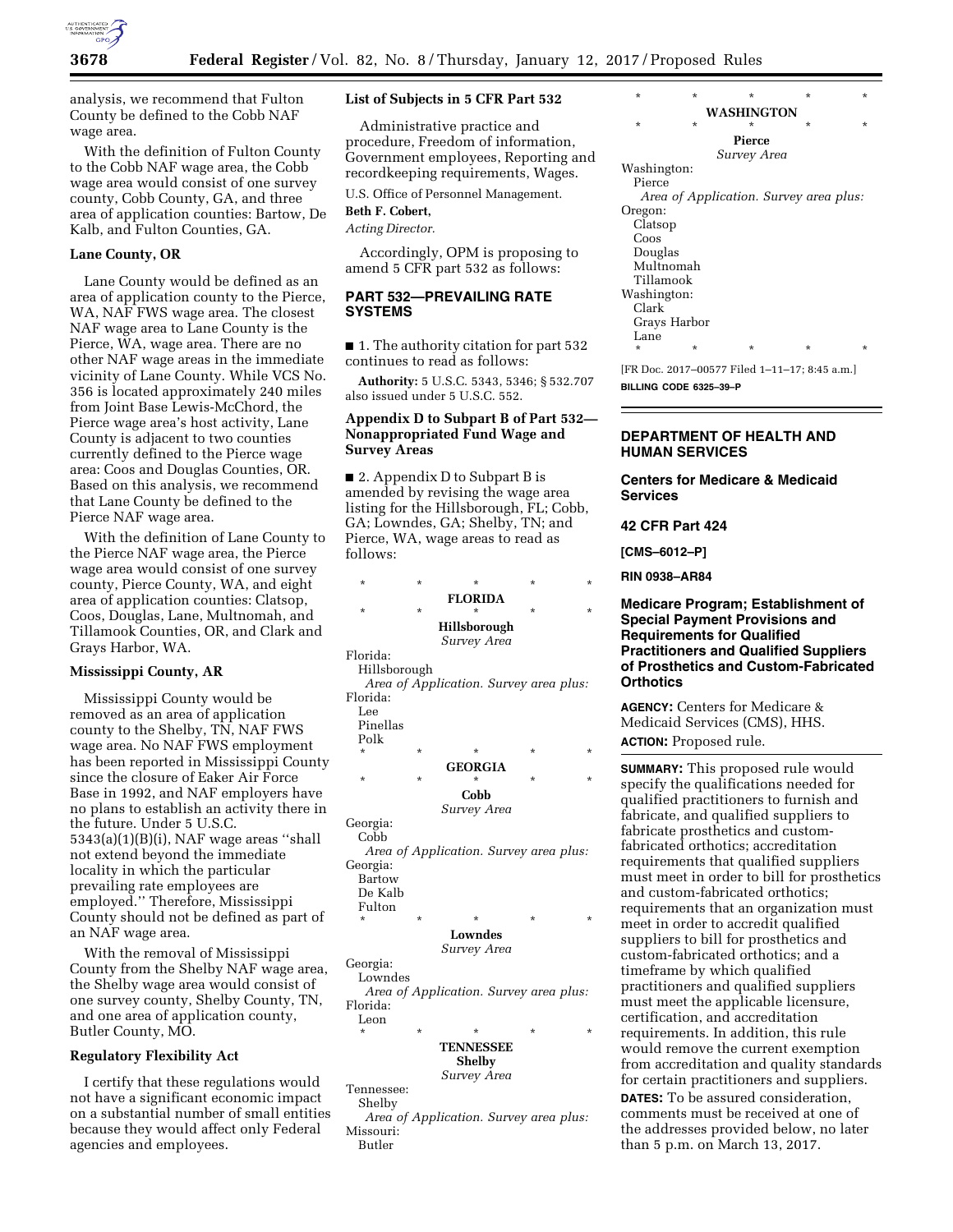analysis, we recommend that Fulton County be defined to the Cobb NAF wage area.

With the definition of Fulton County to the Cobb NAF wage area, the Cobb wage area would consist of one survey county, Cobb County, GA, and three area of application counties: Bartow, De Kalb, and Fulton Counties, GA.

### Lane County, OR

Lane County would be defined as an area of application county to the Pierce, WA, NAF FWS wage area. The closest NAF wage area to Lane County is the Pierce, WA, wage area. There are no other NAF wage areas in the immediate vicinity of Lane County. While VCS No. 356 is located approximately 240 miles from Joint Base Lewis-McChord, the Pierce wage area's host activity, Lane County is adjacent to two counties currently defined to the Pierce wage area: Coos and Douglas Counties, OR. Based on this analysis, we recommend that Lane County be defined to the Pierce NAF wage area.

With the definition of Lane County to the Pierce NAF wage area, the Pierce wage area would consist of one survey county, Pierce County, WA, and eight area of application counties: Clatsop, Coos, Douglas, Lane, Multnomah, and Tillamook Counties, OR, and Clark and Grays Harbor, WA.

### Mississippi County, AR

Mississippi County would be removed as an area of application county to the Shelby, TN, NAF FWS wage area. No NAF FWS employment has been reported in Mississippi County since the closure of Eaker Air Force Base in 1992, and NAF employers have no plans to establish an activity there in the future. Under 5 U.S.C. 5343(a)(1)(B)(i), NAF wage areas ''shall not extend beyond the immediate locality in which the particular prevailing rate employees are employed.'' Therefore, Mississippi County should not be defined as part of an NAF wage area.

With the removal of Mississippi County from the Shelby NAF wage area, the Shelby wage area would consist of one survey county, Shelby County, TN, and one area of application county, Butler County, MO.

### Regulatory Flexibility Act

I certify that these regulations would not have a significant economic impact on a substantial number of small entities because they would affect only Federal agencies and employees.

### List of Subjects in 5 CFR Part 532

Administrative practice and procedure, Freedom of information, Government employees, Reporting and recordkeeping requirements, Wages.

U.S. Office of Personnel Management.

**Beth F. Cobert,**

*Acting Director.*

Accordingly, OPM is proposing to amend 5 CFR part 532 as follows:

## PART 532—PREVAILING RATE SYSTEMS

■ 1. The authority citation for part 532 continues to read as follows:

**Authority:** 5 U.S.C. 5343, 5346; § 532.707 also issued under 5 U.S.C. 552.

### Appendix D to Subpart B of Part 532—Nonappropriated Fund Wage and Survey Areas

■ 2. Appendix D to Subpart B is amended by revising the wage area listing for the Hillsborough, FL; Cobb, GA; Lowndes, GA; Shelby, TN; and Pierce, WA, wage areas to read as follows:

\* \* \* \* \*

**FLORIDA**

\* \* \* \* \*

**Hillsborough**

*Survey Area*

Florida:
  Hillsborough

*Area of Application. Survey area plus:*

Florida:
  Lee
  Pinellas
  Polk

\* \* \* \* \*

**GEORGIA**

\* \* \* \* \*

**Cobb**

*Survey Area*

Georgia:
  Cobb

*Area of Application. Survey area plus:*

Georgia:
  Bartow
  De Kalb
  Fulton

\* \* \* \* \*

**Lowndes**

*Survey Area*

Georgia:
  Lowndes

*Area of Application. Survey area plus:*

Florida:
  Leon

\* \* \* \* \*

**TENNESSEE**

**Shelby**

*Survey Area*

Tennessee:
  Shelby

*Area of Application. Survey area plus:*

Missouri:
  Butler

\* \* \* \* \*

**WASHINGTON**

\* \* \* \* \*

**Pierce**

*Survey Area*

Washington:
  Pierce

*Area of Application. Survey area plus:*

Oregon:
  Clatsop
  Coos
  Douglas
  Multnomah
  Tillamook

Washington:
  Clark
  Grays Harbor
  Lane

\* \* \* \* \*

[FR Doc. 2017–00577 Filed 1–11–17; 8:45 a.m.]

**BILLING CODE 6325–39–P**

## DEPARTMENT OF HEALTH AND HUMAN SERVICES

### Centers for Medicare & Medicaid Services

### 42 CFR Part 424

**[CMS–6012–P]**

**RIN 0938–AR84**

### Medicare Program; Establishment of Special Payment Provisions and Requirements for Qualified Practitioners and Qualified Suppliers of Prosthetics and Custom-Fabricated Orthotics

**AGENCY:** Centers for Medicare & Medicaid Services (CMS), HHS.

**ACTION:** Proposed rule.

**SUMMARY:** This proposed rule would specify the qualifications needed for qualified practitioners to furnish and fabricate, and qualified suppliers to fabricate prosthetics and custom-fabricated orthotics; accreditation requirements that qualified suppliers must meet in order to bill for prosthetics and custom-fabricated orthotics; requirements that an organization must meet in order to accredit qualified suppliers to bill for prosthetics and custom-fabricated orthotics; and a timeframe by which qualified practitioners and qualified suppliers must meet the applicable licensure, certification, and accreditation requirements. In addition, this rule would remove the current exemption from accreditation and quality standards for certain practitioners and suppliers.

**DATES:** To be assured consideration, comments must be received at one of the addresses provided below, no later than 5 p.m. on March 13, 2017.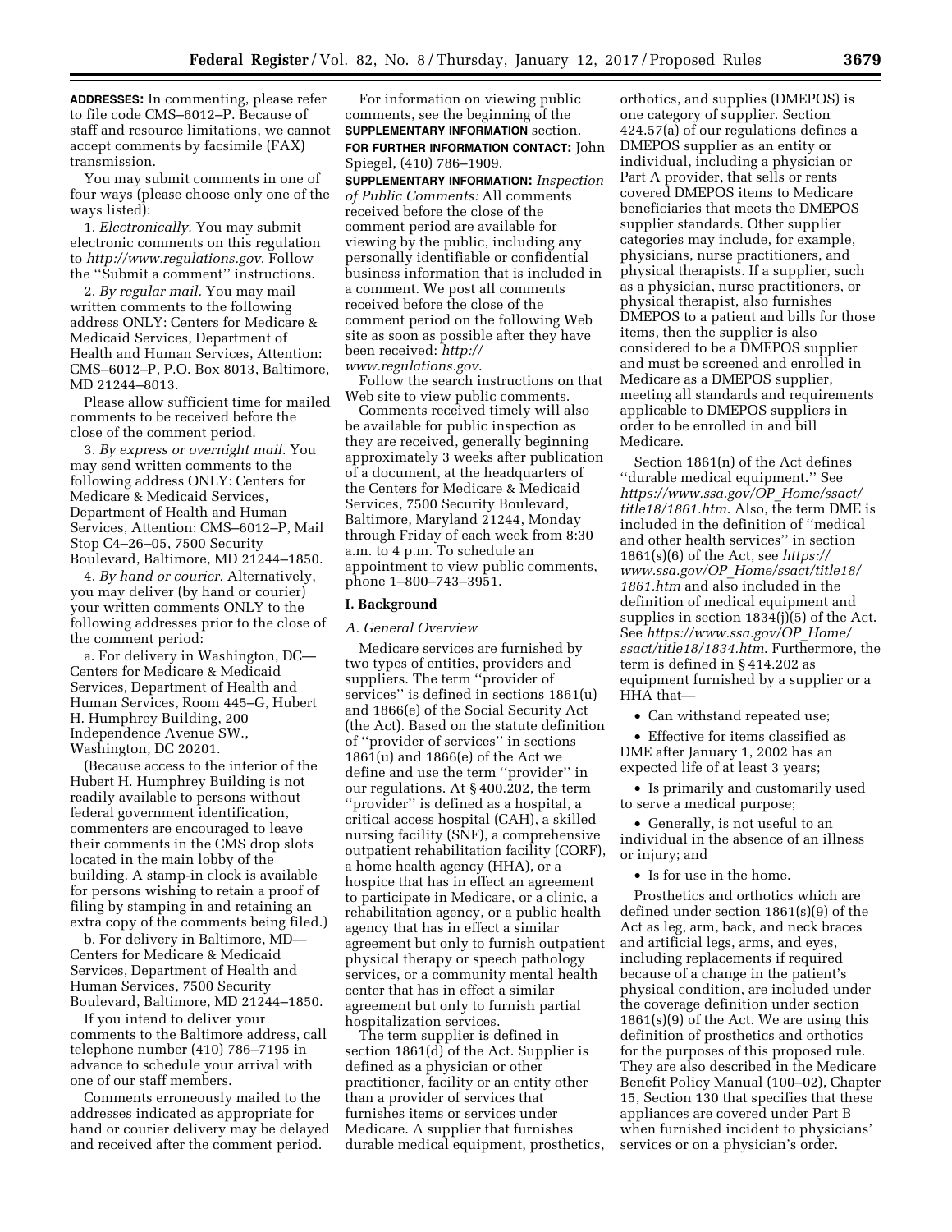**ADDRESSES:** In commenting, please refer to file code CMS–6012–P. Because of staff and resource limitations, we cannot accept comments by facsimile (FAX) transmission.

You may submit comments in one of four ways (please choose only one of the ways listed):

1. *Electronically.* You may submit electronic comments on this regulation to *http://www.regulations.gov*. Follow the ''Submit a comment'' instructions.

2. *By regular mail.* You may mail written comments to the following address ONLY: Centers for Medicare & Medicaid Services, Department of Health and Human Services, Attention: CMS–6012–P, P.O. Box 8013, Baltimore, MD 21244–8013.

Please allow sufficient time for mailed comments to be received before the close of the comment period.

3. *By express or overnight mail.* You may send written comments to the following address ONLY: Centers for Medicare & Medicaid Services, Department of Health and Human Services, Attention: CMS–6012–P, Mail Stop C4–26–05, 7500 Security Boulevard, Baltimore, MD 21244–1850.

4. *By hand or courier.* Alternatively, you may deliver (by hand or courier) your written comments ONLY to the following addresses prior to the close of the comment period:

a. For delivery in Washington, DC—Centers for Medicare & Medicaid Services, Department of Health and Human Services, Room 445–G, Hubert H. Humphrey Building, 200 Independence Avenue SW., Washington, DC 20201.

(Because access to the interior of the Hubert H. Humphrey Building is not readily available to persons without federal government identification, commenters are encouraged to leave their comments in the CMS drop slots located in the main lobby of the building. A stamp-in clock is available for persons wishing to retain a proof of filing by stamping in and retaining an extra copy of the comments being filed.)

b. For delivery in Baltimore, MD—Centers for Medicare & Medicaid Services, Department of Health and Human Services, 7500 Security Boulevard, Baltimore, MD 21244–1850.

If you intend to deliver your comments to the Baltimore address, call telephone number (410) 786–7195 in advance to schedule your arrival with one of our staff members.

Comments erroneously mailed to the addresses indicated as appropriate for hand or courier delivery may be delayed and received after the comment period.

For information on viewing public comments, see the beginning of the **SUPPLEMENTARY INFORMATION** section.

**FOR FURTHER INFORMATION CONTACT:** John Spiegel, (410) 786–1909.

**SUPPLEMENTARY INFORMATION:** *Inspection of Public Comments:* All comments received before the close of the comment period are available for viewing by the public, including any personally identifiable or confidential business information that is included in a comment. We post all comments received before the close of the comment period on the following Web site as soon as possible after they have been received: *http://www.regulations.gov*.

Follow the search instructions on that Web site to view public comments.

Comments received timely will also be available for public inspection as they are received, generally beginning approximately 3 weeks after publication of a document, at the headquarters of the Centers for Medicare & Medicaid Services, 7500 Security Boulevard, Baltimore, Maryland 21244, Monday through Friday of each week from 8:30 a.m. to 4 p.m. To schedule an appointment to view public comments, phone 1–800–743–3951.

## I. Background

### *A. General Overview*

Medicare services are furnished by two types of entities, providers and suppliers. The term ''provider of services'' is defined in sections 1861(u) and 1866(e) of the Social Security Act (the Act). Based on the statute definition of ''provider of services'' in sections 1861(u) and 1866(e) of the Act we define and use the term ''provider'' in our regulations. At § 400.202, the term ''provider'' is defined as a hospital, a critical access hospital (CAH), a skilled nursing facility (SNF), a comprehensive outpatient rehabilitation facility (CORF), a home health agency (HHA), or a hospice that has in effect an agreement to participate in Medicare, or a clinic, a rehabilitation agency, or a public health agency that has in effect a similar agreement but only to furnish outpatient physical therapy or speech pathology services, or a community mental health center that has in effect a similar agreement but only to furnish partial hospitalization services.

The term supplier is defined in section 1861(d) of the Act. Supplier is defined as a physician or other practitioner, facility or an entity other than a provider of services that furnishes items or services under Medicare. A supplier that furnishes durable medical equipment, prosthetics, orthotics, and supplies (DMEPOS) is one category of supplier. Section 424.57(a) of our regulations defines a DMEPOS supplier as an entity or individual, including a physician or Part A provider, that sells or rents covered DMEPOS items to Medicare beneficiaries that meets the DMEPOS supplier standards. Other supplier categories may include, for example, physicians, nurse practitioners, and physical therapists. If a supplier, such as a physician, nurse practitioners, or physical therapist, also furnishes DMEPOS to a patient and bills for those items, then the supplier is also considered to be a DMEPOS supplier and must be screened and enrolled in Medicare as a DMEPOS supplier, meeting all standards and requirements applicable to DMEPOS suppliers in order to be enrolled in and bill Medicare.

Section 1861(n) of the Act defines ''durable medical equipment.'' See *https://www.ssa.gov/OP_Home/ssact/title18/1861.htm*. Also, the term DME is included in the definition of ''medical and other health services'' in section 1861(s)(6) of the Act, see *https://www.ssa.gov/OP_Home/ssact/title18/1861.htm* and also included in the definition of medical equipment and supplies in section 1834(j)(5) of the Act. See *https://www.ssa.gov/OP_Home/ssact/title18/1834.htm*. Furthermore, the term is defined in § 414.202 as equipment furnished by a supplier or a HHA that—

- Can withstand repeated use;
- Effective for items classified as DME after January 1, 2002 has an expected life of at least 3 years;
- Is primarily and customarily used to serve a medical purpose;
- Generally, is not useful to an individual in the absence of an illness or injury; and
- Is for use in the home.

Prosthetics and orthotics which are defined under section 1861(s)(9) of the Act as leg, arm, back, and neck braces and artificial legs, arms, and eyes, including replacements if required because of a change in the patient's physical condition, are included under the coverage definition under section 1861(s)(9) of the Act. We are using this definition of prosthetics and orthotics for the purposes of this proposed rule. They are also described in the Medicare Benefit Policy Manual (100–02), Chapter 15, Section 130 that specifies that these appliances are covered under Part B when furnished incident to physicians' services or on a physician's order.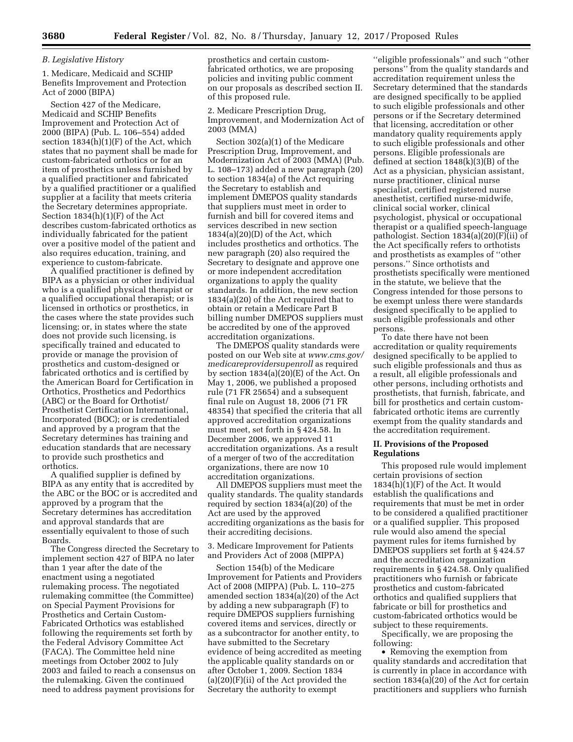### *B. Legislative History*

1. Medicare, Medicaid and SCHIP Benefits Improvement and Protection Act of 2000 (BIPA)

Section 427 of the Medicare, Medicaid and SCHIP Benefits Improvement and Protection Act of 2000 (BIPA) (Pub. L. 106–554) added section 1834(h)(1)(F) of the Act, which states that no payment shall be made for custom-fabricated orthotics or for an item of prosthetics unless furnished by a qualified practitioner and fabricated by a qualified practitioner or a qualified supplier at a facility that meets criteria the Secretary determines appropriate. Section 1834(h)(1)(F) of the Act describes custom-fabricated orthotics as individually fabricated for the patient over a positive model of the patient and also requires education, training, and experience to custom-fabricate.

A qualified practitioner is defined by BIPA as a physician or other individual who is a qualified physical therapist or a qualified occupational therapist; or is licensed in orthotics or prosthetics, in the cases where the state provides such licensing; or, in states where the state does not provide such licensing, is specifically trained and educated to provide or manage the provision of prosthetics and custom-designed or fabricated orthotics and is certified by the American Board for Certification in Orthotics, Prosthetics and Pedorthics (ABC) or the Board for Orthotist/Prosthetist Certification International, Incorporated (BOC); or is credentialed and approved by a program that the Secretary determines has training and education standards that are necessary to provide such prosthetics and orthotics.

A qualified supplier is defined by BIPA as any entity that is accredited by the ABC or the BOC or is accredited and approved by a program that the Secretary determines has accreditation and approval standards that are essentially equivalent to those of such Boards.

The Congress directed the Secretary to implement section 427 of BIPA no later than 1 year after the date of the enactment using a negotiated rulemaking process. The negotiated rulemaking committee (the Committee) on Special Payment Provisions for Prosthetics and Certain Custom-Fabricated Orthotics was established following the requirements set forth by the Federal Advisory Committee Act (FACA). The Committee held nine meetings from October 2002 to July 2003 and failed to reach a consensus on the rulemaking. Given the continued need to address payment provisions for prosthetics and certain custom-fabricated orthotics, we are proposing policies and inviting public comment on our proposals as described section II. of this proposed rule.

2. Medicare Prescription Drug, Improvement, and Modernization Act of 2003 (MMA)

Section 302(a)(1) of the Medicare Prescription Drug, Improvement, and Modernization Act of 2003 (MMA) (Pub. L. 108–173) added a new paragraph (20) to section 1834(a) of the Act requiring the Secretary to establish and implement DMEPOS quality standards that suppliers must meet in order to furnish and bill for covered items and services described in new section 1834(a)(20)(D) of the Act, which includes prosthetics and orthotics. The new paragraph (20) also required the Secretary to designate and approve one or more independent accreditation organizations to apply the quality standards. In addition, the new section 1834(a)(20) of the Act required that to obtain or retain a Medicare Part B billing number DMEPOS suppliers must be accredited by one of the approved accreditation organizations.

The DMEPOS quality standards were posted on our Web site at *www.cms.gov/medicareprovidersupenroll* as required by section 1834(a)(20)(E) of the Act. On May 1, 2006, we published a proposed rule (71 FR 25654) and a subsequent final rule on August 18, 2006 (71 FR 48354) that specified the criteria that all approved accreditation organizations must meet, set forth in § 424.58. In December 2006, we approved 11 accreditation organizations. As a result of a merger of two of the accreditation organizations, there are now 10 accreditation organizations.

All DMEPOS suppliers must meet the quality standards. The quality standards required by section 1834(a)(20) of the Act are used by the approved accrediting organizations as the basis for their accrediting decisions.

3. Medicare Improvement for Patients and Providers Act of 2008 (MIPPA)

Section 154(b) of the Medicare Improvement for Patients and Providers Act of 2008 (MIPPA) (Pub. L. 110–275 amended section 1834(a)(20) of the Act by adding a new subparagraph (F) to require DMEPOS suppliers furnishing covered items and services, directly or as a subcontractor for another entity, to have submitted to the Secretary evidence of being accredited as meeting the applicable quality standards on or after October 1, 2009. Section 1834 (a)(20)(F)(ii) of the Act provided the Secretary the authority to exempt "eligible professionals" and such "other persons" from the quality standards and accreditation requirement unless the Secretary determined that the standards are designed specifically to be applied to such eligible professionals and other persons or if the Secretary determined that licensing, accreditation or other mandatory quality requirements apply to such eligible professionals and other persons. Eligible professionals are defined at section 1848(k)(3)(B) of the Act as a physician, physician assistant, nurse practitioner, clinical nurse specialist, certified registered nurse anesthetist, certified nurse-midwife, clinical social worker, clinical psychologist, physical or occupational therapist or a qualified speech-language pathologist. Section 1834(a)(20)(F)(ii) of the Act specifically refers to orthotists and prosthetists as examples of "other persons." Since orthotists and prosthetists specifically were mentioned in the statute, we believe that the Congress intended for those persons to be exempt unless there were standards designed specifically to be applied to such eligible professionals and other persons.

To date there have not been accreditation or quality requirements designed specifically to be applied to such eligible professionals and thus as a result, all eligible professionals and other persons, including orthotists and prosthetists, that furnish, fabricate, and bill for prosthetics and certain custom-fabricated orthotic items are currently exempt from the quality standards and the accreditation requirement.

## II. Provisions of the Proposed Regulations

This proposed rule would implement certain provisions of section 1834(h)(1)(F) of the Act. It would establish the qualifications and requirements that must be met in order to be considered a qualified practitioner or a qualified supplier. This proposed rule would also amend the special payment rules for items furnished by DMEPOS suppliers set forth at § 424.57 and the accreditation organization requirements in § 424.58. Only qualified practitioners who furnish or fabricate prosthetics and custom-fabricated orthotics and qualified suppliers that fabricate or bill for prosthetics and custom-fabricated orthotics would be subject to these requirements.

Specifically, we are proposing the following:

- Removing the exemption from quality standards and accreditation that is currently in place in accordance with section 1834(a)(20) of the Act for certain practitioners and suppliers who furnish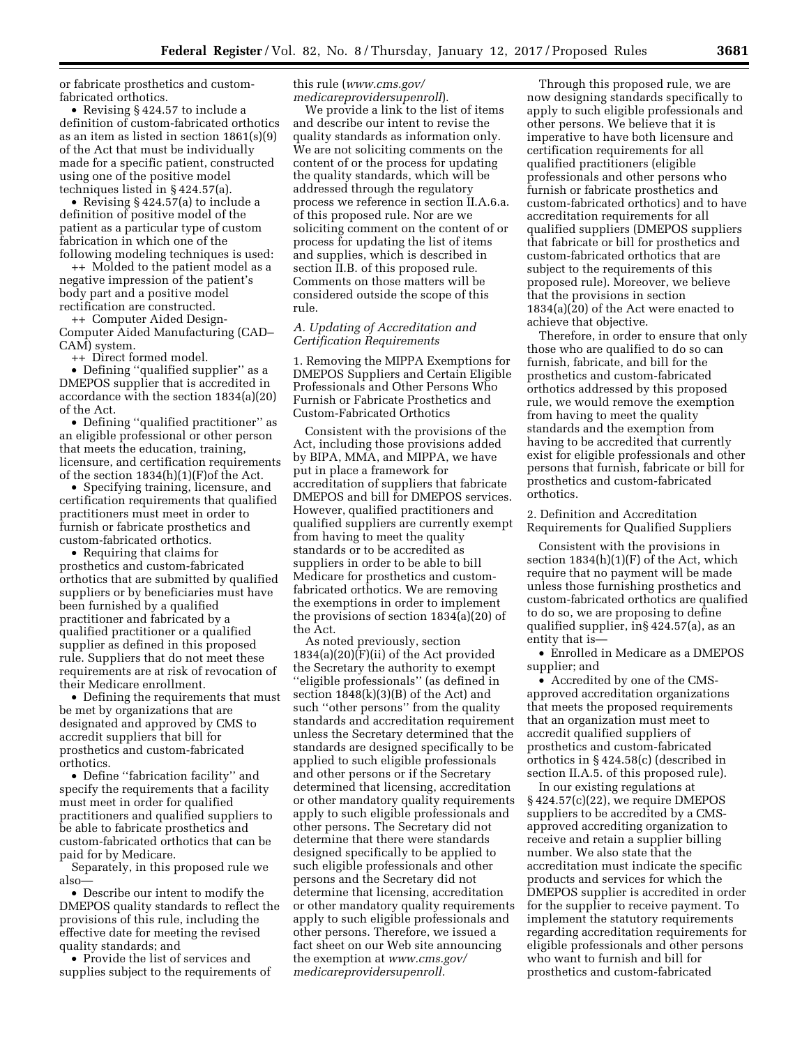or fabricate prosthetics and custom-fabricated orthotics.

- Revising § 424.57 to include a definition of custom-fabricated orthotics as an item as listed in section 1861(s)(9) of the Act that must be individually made for a specific patient, constructed using one of the positive model techniques listed in § 424.57(a).
- Revising § 424.57(a) to include a definition of positive model of the patient as a particular type of custom fabrication in which one of the following modeling techniques is used:

++ Molded to the patient model as a negative impression of the patient's body part and a positive model rectification are constructed.

++ Computer Aided Design-Computer Aided Manufacturing (CAD–CAM) system.

++ Direct formed model.

- Defining ''qualified supplier'' as a DMEPOS supplier that is accredited in accordance with the section 1834(a)(20) of the Act.
- Defining ''qualified practitioner'' as an eligible professional or other person that meets the education, training, licensure, and certification requirements of the section 1834(h)(1)(F)of the Act.
- Specifying training, licensure, and certification requirements that qualified practitioners must meet in order to furnish or fabricate prosthetics and custom-fabricated orthotics.
- Requiring that claims for prosthetics and custom-fabricated orthotics that are submitted by qualified suppliers or by beneficiaries must have been furnished by a qualified practitioner and fabricated by a qualified practitioner or a qualified supplier as defined in this proposed rule. Suppliers that do not meet these requirements are at risk of revocation of their Medicare enrollment.
- Defining the requirements that must be met by organizations that are designated and approved by CMS to accredit suppliers that bill for prosthetics and custom-fabricated orthotics.
- Define ''fabrication facility'' and specify the requirements that a facility must meet in order for qualified practitioners and qualified suppliers to be able to fabricate prosthetics and custom-fabricated orthotics that can be paid for by Medicare.

Separately, in this proposed rule we also—

- Describe our intent to modify the DMEPOS quality standards to reflect the provisions of this rule, including the effective date for meeting the revised quality standards; and
- Provide the list of services and supplies subject to the requirements of this rule (*www.cms.gov/medicareprovidersupenroll*).

We provide a link to the list of items and describe our intent to revise the quality standards as information only. We are not soliciting comments on the content of or the process for updating the quality standards, which will be addressed through the regulatory process we reference in section II.A.6.a. of this proposed rule. Nor are we soliciting comment on the content of or process for updating the list of items and supplies, which is described in section II.B. of this proposed rule. Comments on those matters will be considered outside the scope of this rule.

### *A. Updating of Accreditation and Certification Requirements*

1. Removing the MIPPA Exemptions for DMEPOS Suppliers and Certain Eligible Professionals and Other Persons Who Furnish or Fabricate Prosthetics and Custom-Fabricated Orthotics

Consistent with the provisions of the Act, including those provisions added by BIPA, MMA, and MIPPA, we have put in place a framework for accreditation of suppliers that fabricate DMEPOS and bill for DMEPOS services. However, qualified practitioners and qualified suppliers are currently exempt from having to meet the quality standards or to be accredited as suppliers in order to be able to bill Medicare for prosthetics and custom-fabricated orthotics. We are removing the exemptions in order to implement the provisions of section 1834(a)(20) of the Act.

As noted previously, section 1834(a)(20)(F)(ii) of the Act provided the Secretary the authority to exempt ''eligible professionals'' (as defined in section 1848(k)(3)(B) of the Act) and such ''other persons'' from the quality standards and accreditation requirement unless the Secretary determined that the standards are designed specifically to be applied to such eligible professionals and other persons or if the Secretary determined that licensing, accreditation or other mandatory quality requirements apply to such eligible professionals and other persons. The Secretary did not determine that there were standards designed specifically to be applied to such eligible professionals and other persons and the Secretary did not determine that licensing, accreditation or other mandatory quality requirements apply to such eligible professionals and other persons. Therefore, we issued a fact sheet on our Web site announcing the exemption at *www.cms.gov/medicareprovidersupenroll.*

Through this proposed rule, we are now designing standards specifically to apply to such eligible professionals and other persons. We believe that it is imperative to have both licensure and certification requirements for all qualified practitioners (eligible professionals and other persons who furnish or fabricate prosthetics and custom-fabricated orthotics) and to have accreditation requirements for all qualified suppliers (DMEPOS suppliers that fabricate or bill for prosthetics and custom-fabricated orthotics that are subject to the requirements of this proposed rule). Moreover, we believe that the provisions in section 1834(a)(20) of the Act were enacted to achieve that objective.

Therefore, in order to ensure that only those who are qualified to do so can furnish, fabricate, and bill for the prosthetics and custom-fabricated orthotics addressed by this proposed rule, we would remove the exemption from having to meet the quality standards and the exemption from having to be accredited that currently exist for eligible professionals and other persons that furnish, fabricate or bill for prosthetics and custom-fabricated orthotics.

2. Definition and Accreditation Requirements for Qualified Suppliers

Consistent with the provisions in section 1834(h)(1)(F) of the Act, which require that no payment will be made unless those furnishing prosthetics and custom-fabricated orthotics are qualified to do so, we are proposing to define qualified supplier, in§ 424.57(a), as an entity that is—

- Enrolled in Medicare as a DMEPOS supplier; and
- Accredited by one of the CMS-approved accreditation organizations that meets the proposed requirements that an organization must meet to accredit qualified suppliers of prosthetics and custom-fabricated orthotics in § 424.58(c) (described in section II.A.5. of this proposed rule).

In our existing regulations at § 424.57(c)(22), we require DMEPOS suppliers to be accredited by a CMS-approved accrediting organization to receive and retain a supplier billing number. We also state that the accreditation must indicate the specific products and services for which the DMEPOS supplier is accredited in order for the supplier to receive payment. To implement the statutory requirements regarding accreditation requirements for eligible professionals and other persons who want to furnish and bill for prosthetics and custom-fabricated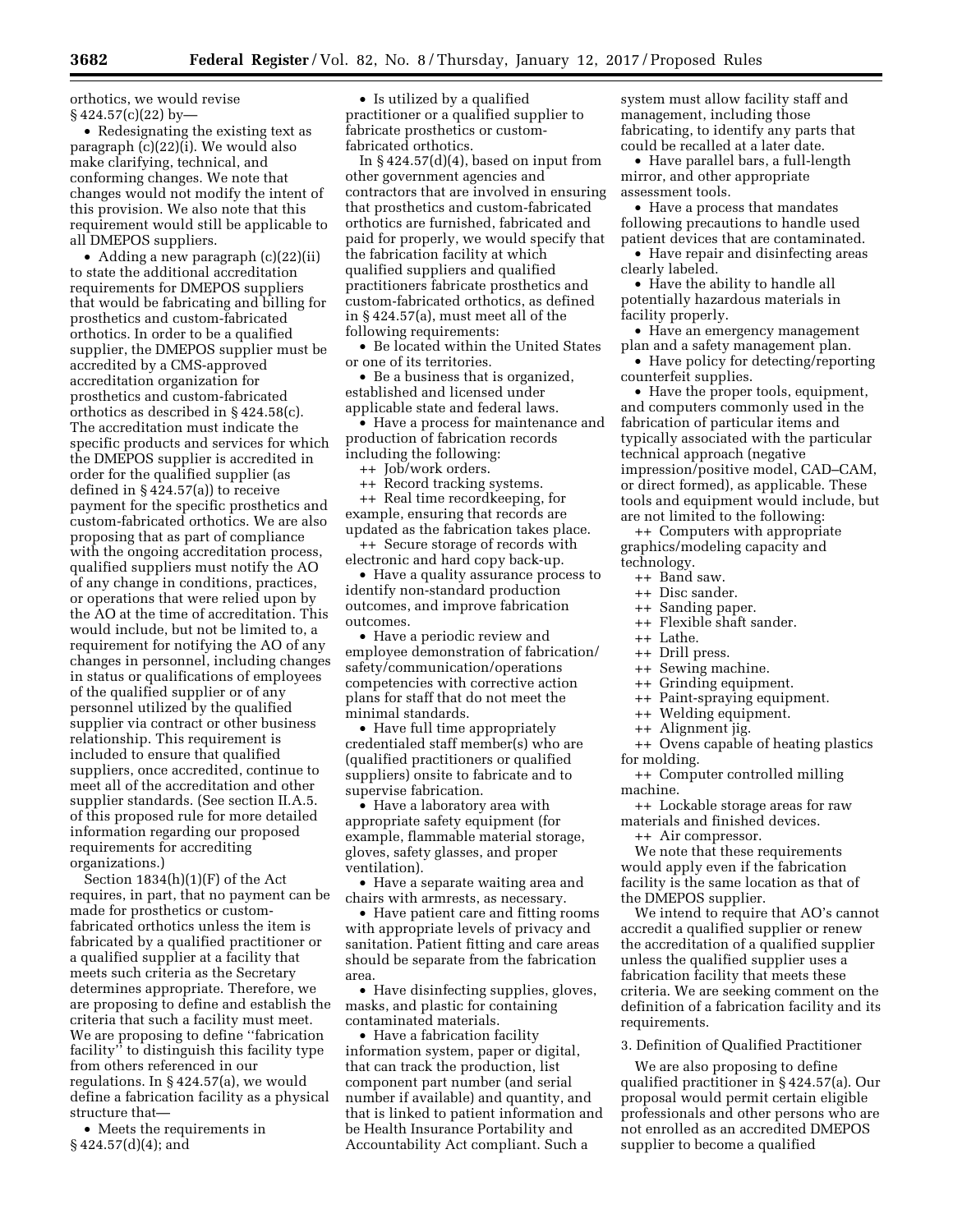orthotics, we would revise § 424.57(c)(22) by—

- Redesignating the existing text as paragraph (c)(22)(i). We would also make clarifying, technical, and conforming changes. We note that changes would not modify the intent of this provision. We also note that this requirement would still be applicable to all DMEPOS suppliers.
- Adding a new paragraph (c)(22)(ii) to state the additional accreditation requirements for DMEPOS suppliers that would be fabricating and billing for prosthetics and custom-fabricated orthotics. In order to be a qualified supplier, the DMEPOS supplier must be accredited by a CMS-approved accreditation organization for prosthetics and custom-fabricated orthotics as described in § 424.58(c). The accreditation must indicate the specific products and services for which the DMEPOS supplier is accredited in order for the qualified supplier (as defined in § 424.57(a)) to receive payment for the specific prosthetics and custom-fabricated orthotics. We are also proposing that as part of compliance with the ongoing accreditation process, qualified suppliers must notify the AO of any change in conditions, practices, or operations that were relied upon by the AO at the time of accreditation. This would include, but not be limited to, a requirement for notifying the AO of any changes in personnel, including changes in status or qualifications of employees of the qualified supplier or of any personnel utilized by the qualified supplier via contract or other business relationship. This requirement is included to ensure that qualified suppliers, once accredited, continue to meet all of the accreditation and other supplier standards. (See section II.A.5. of this proposed rule for more detailed information regarding our proposed requirements for accrediting organizations.)

Section 1834(h)(1)(F) of the Act requires, in part, that no payment can be made for prosthetics or custom-fabricated orthotics unless the item is fabricated by a qualified practitioner or a qualified supplier at a facility that meets such criteria as the Secretary determines appropriate. Therefore, we are proposing to define and establish the criteria that such a facility must meet. We are proposing to define ''fabrication facility'' to distinguish this facility type from others referenced in our regulations. In § 424.57(a), we would define a fabrication facility as a physical structure that—

- Meets the requirements in § 424.57(d)(4); and
- Is utilized by a qualified practitioner or a qualified supplier to fabricate prosthetics or custom-fabricated orthotics.

In § 424.57(d)(4), based on input from other government agencies and contractors that are involved in ensuring that prosthetics and custom-fabricated orthotics are furnished, fabricated and paid for properly, we would specify that the fabrication facility at which qualified suppliers and qualified practitioners fabricate prosthetics and custom-fabricated orthotics, as defined in § 424.57(a), must meet all of the following requirements:

- Be located within the United States or one of its territories.
- Be a business that is organized, established and licensed under applicable state and federal laws.
- Have a process for maintenance and production of fabrication records including the following:
  - ++ Job/work orders.
  - ++ Record tracking systems.
  - ++ Real time recordkeeping, for example, ensuring that records are updated as the fabrication takes place.
  - ++ Secure storage of records with electronic and hard copy back-up.
- Have a quality assurance process to identify non-standard production outcomes, and improve fabrication outcomes.
- Have a periodic review and employee demonstration of fabrication/safety/communication/operations competencies with corrective action plans for staff that do not meet the minimal standards.
- Have full time appropriately credentialed staff member(s) who are (qualified practitioners or qualified suppliers) onsite to fabricate and to supervise fabrication.
- Have a laboratory area with appropriate safety equipment (for example, flammable material storage, gloves, safety glasses, and proper ventilation).
- Have a separate waiting area and chairs with armrests, as necessary.
- Have patient care and fitting rooms with appropriate levels of privacy and sanitation. Patient fitting and care areas should be separate from the fabrication area.
- Have disinfecting supplies, gloves, masks, and plastic for containing contaminated materials.
- Have a fabrication facility information system, paper or digital, that can track the production, list component part number (and serial number if available) and quantity, and that is linked to patient information and be Health Insurance Portability and Accountability Act compliant. Such a system must allow facility staff and management, including those fabricating, to identify any parts that could be recalled at a later date.
- Have parallel bars, a full-length mirror, and other appropriate assessment tools.
- Have a process that mandates following precautions to handle used patient devices that are contaminated.
- Have repair and disinfecting areas clearly labeled.
- Have the ability to handle all potentially hazardous materials in facility properly.
- Have an emergency management plan and a safety management plan.
- Have policy for detecting/reporting counterfeit supplies.
- Have the proper tools, equipment, and computers commonly used in the fabrication of particular items and typically associated with the particular technical approach (negative impression/positive model, CAD–CAM, or direct formed), as applicable. These tools and equipment would include, but are not limited to the following:
  - ++ Computers with appropriate graphics/modeling capacity and technology.
  - ++ Band saw.
  - ++ Disc sander.
  - ++ Sanding paper.
  - ++ Flexible shaft sander.
  - ++ Lathe.
  - ++ Drill press.
  - ++ Sewing machine.
  - ++ Grinding equipment.
  - ++ Paint-spraying equipment.
  - ++ Welding equipment.
  - ++ Alignment jig.
  - ++ Ovens capable of heating plastics for molding.
  - ++ Computer controlled milling machine.
  - ++ Lockable storage areas for raw materials and finished devices.
  - ++ Air compressor.

We note that these requirements would apply even if the fabrication facility is the same location as that of the DMEPOS supplier.

We intend to require that AO's cannot accredit a qualified supplier or renew the accreditation of a qualified supplier unless the qualified supplier uses a fabrication facility that meets these criteria. We are seeking comment on the definition of a fabrication facility and its requirements.

3. Definition of Qualified Practitioner

We are also proposing to define qualified practitioner in § 424.57(a). Our proposal would permit certain eligible professionals and other persons who are not enrolled as an accredited DMEPOS supplier to become a qualified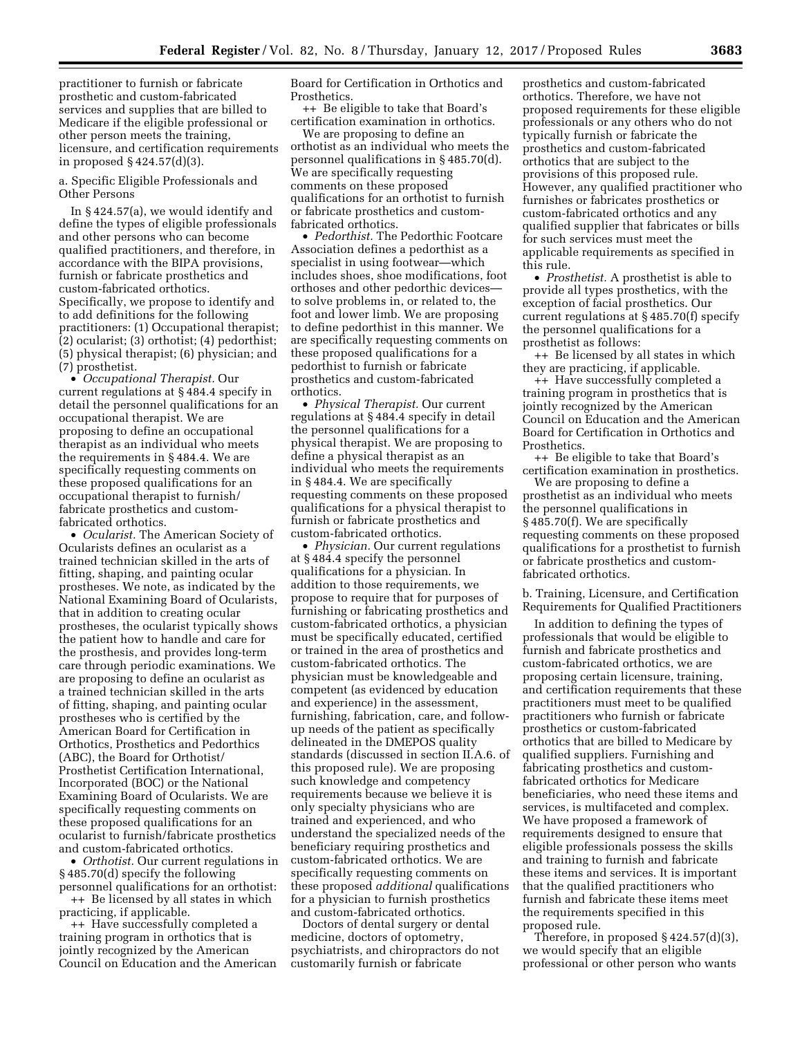practitioner to furnish or fabricate prosthetic and custom-fabricated services and supplies that are billed to Medicare if the eligible professional or other person meets the training, licensure, and certification requirements in proposed § 424.57(d)(3).

a. Specific Eligible Professionals and Other Persons

In § 424.57(a), we would identify and define the types of eligible professionals and other persons who can become qualified practitioners, and therefore, in accordance with the BIPA provisions, furnish or fabricate prosthetics and custom-fabricated orthotics. Specifically, we propose to identify and to add definitions for the following practitioners: (1) Occupational therapist; (2) ocularist; (3) orthotist; (4) pedorthist; (5) physical therapist; (6) physician; and (7) prosthetist.

- *Occupational Therapist.* Our current regulations at § 484.4 specify in detail the personnel qualifications for an occupational therapist. We are proposing to define an occupational therapist as an individual who meets the requirements in § 484.4. We are specifically requesting comments on these proposed qualifications for an occupational therapist to furnish/fabricate prosthetics and custom-fabricated orthotics.
- *Ocularist.* The American Society of Ocularists defines an ocularist as a trained technician skilled in the arts of fitting, shaping, and painting ocular prostheses. We note, as indicated by the National Examining Board of Ocularists, that in addition to creating ocular prostheses, the ocularist typically shows the patient how to handle and care for the prosthesis, and provides long-term care through periodic examinations. We are proposing to define an ocularist as a trained technician skilled in the arts of fitting, shaping, and painting ocular prostheses who is certified by the American Board for Certification in Orthotics, Prosthetics and Pedorthics (ABC), the Board for Orthotist/Prosthetist Certification International, Incorporated (BOC) or the National Examining Board of Ocularists. We are specifically requesting comments on these proposed qualifications for an ocularist to furnish/fabricate prosthetics and custom-fabricated orthotics.
- *Orthotist.* Our current regulations in § 485.70(d) specify the following personnel qualifications for an orthotist:

++ Be licensed by all states in which practicing, if applicable.

++ Have successfully completed a training program in orthotics that is jointly recognized by the American Council on Education and the American Board for Certification in Orthotics and Prosthetics.

++ Be eligible to take that Board's certification examination in orthotics.

We are proposing to define an orthotist as an individual who meets the personnel qualifications in § 485.70(d). We are specifically requesting comments on these proposed qualifications for an orthotist to furnish or fabricate prosthetics and custom-fabricated orthotics.

- *Pedorthist.* The Pedorthic Footcare Association defines a pedorthist as a specialist in using footwear—which includes shoes, shoe modifications, foot orthoses and other pedorthic devices—to solve problems in, or related to, the foot and lower limb. We are proposing to define pedorthist in this manner. We are specifically requesting comments on these proposed qualifications for a pedorthist to furnish or fabricate prosthetics and custom-fabricated orthotics.
- *Physical Therapist.* Our current regulations at § 484.4 specify in detail the personnel qualifications for a physical therapist. We are proposing to define a physical therapist as an individual who meets the requirements in § 484.4. We are specifically requesting comments on these proposed qualifications for a physical therapist to furnish or fabricate prosthetics and custom-fabricated orthotics.
- *Physician.* Our current regulations at § 484.4 specify the personnel qualifications for a physician. In addition to those requirements, we propose to require that for purposes of furnishing or fabricating prosthetics and custom-fabricated orthotics, a physician must be specifically educated, certified or trained in the area of prosthetics and custom-fabricated orthotics. The physician must be knowledgeable and competent (as evidenced by education and experience) in the assessment, furnishing, fabrication, care, and follow-up needs of the patient as specifically delineated in the DMEPOS quality standards (discussed in section II.A.6. of this proposed rule). We are proposing such knowledge and competency requirements because we believe it is only specialty physicians who are trained and experienced, and who understand the specialized needs of the beneficiary requiring prosthetics and custom-fabricated orthotics. We are specifically requesting comments on these proposed *additional* qualifications for a physician to furnish prosthetics and custom-fabricated orthotics.

Doctors of dental surgery or dental medicine, doctors of optometry, psychiatrists, and chiropractors do not customarily furnish or fabricate prosthetics and custom-fabricated orthotics. Therefore, we have not proposed requirements for these eligible professionals or any others who do not typically furnish or fabricate the prosthetics and custom-fabricated orthotics that are subject to the provisions of this proposed rule. However, any qualified practitioner who furnishes or fabricates prosthetics or custom-fabricated orthotics and any qualified supplier that fabricates or bills for such services must meet the applicable requirements as specified in this rule.

- *Prosthetist.* A prosthetist is able to provide all types prosthetics, with the exception of facial prosthetics. Our current regulations at § 485.70(f) specify the personnel qualifications for a prosthetist as follows:

++ Be licensed by all states in which they are practicing, if applicable.

++ Have successfully completed a training program in prosthetics that is jointly recognized by the American Council on Education and the American Board for Certification in Orthotics and Prosthetics.

++ Be eligible to take that Board's certification examination in prosthetics.

We are proposing to define a prosthetist as an individual who meets the personnel qualifications in § 485.70(f). We are specifically requesting comments on these proposed qualifications for a prosthetist to furnish or fabricate prosthetics and custom-fabricated orthotics.

b. Training, Licensure, and Certification Requirements for Qualified Practitioners

In addition to defining the types of professionals that would be eligible to furnish and fabricate prosthetics and custom-fabricated orthotics, we are proposing certain licensure, training, and certification requirements that these practitioners must meet to be qualified practitioners who furnish or fabricate prosthetics or custom-fabricated orthotics that are billed to Medicare by qualified suppliers. Furnishing and fabricating prosthetics and custom-fabricated orthotics for Medicare beneficiaries, who need these items and services, is multifaceted and complex. We have proposed a framework of requirements designed to ensure that eligible professionals possess the skills and training to furnish and fabricate these items and services. It is important that the qualified practitioners who furnish and fabricate these items meet the requirements specified in this proposed rule.

Therefore, in proposed § 424.57(d)(3), we would specify that an eligible professional or other person who wants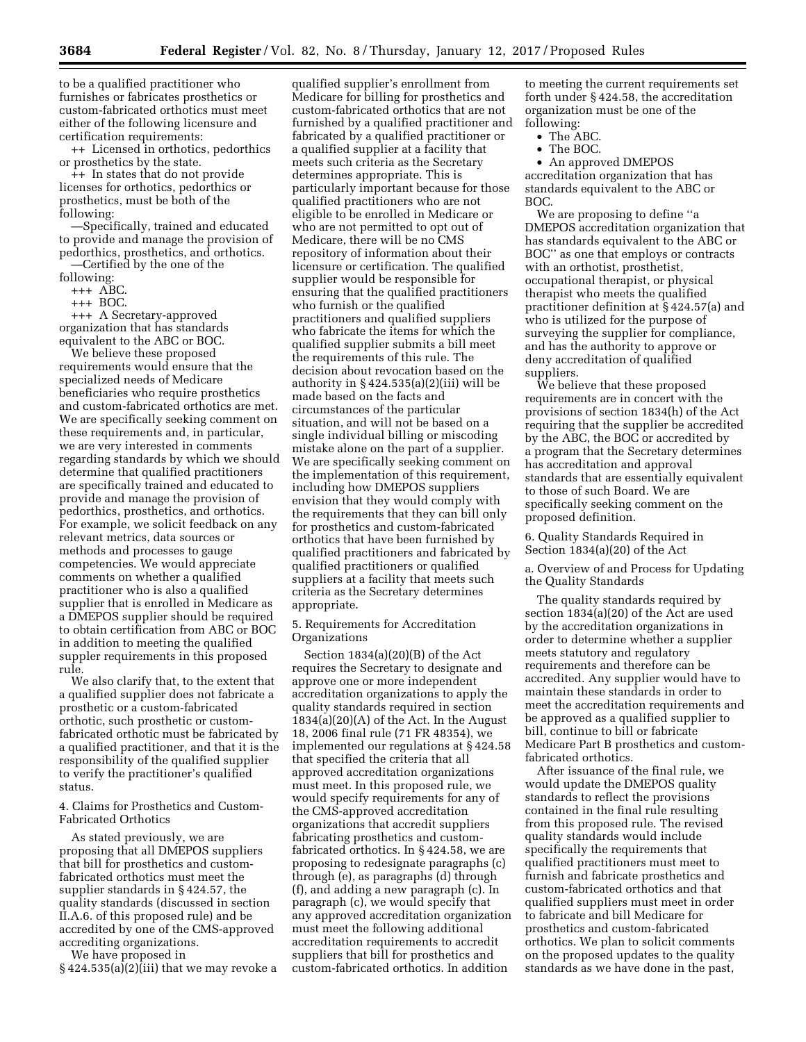to be a qualified practitioner who furnishes or fabricates prosthetics or custom-fabricated orthotics must meet either of the following licensure and certification requirements:

++ Licensed in orthotics, pedorthics or prosthetics by the state.

++ In states that do not provide licenses for orthotics, pedorthics or prosthetics, must be both of the following:

—Specifically, trained and educated to provide and manage the provision of pedorthics, prosthetics, and orthotics.

—Certified by the one of the following:

+++ ABC.

+++ BOC.

+++ A Secretary-approved organization that has standards equivalent to the ABC or BOC.

We believe these proposed requirements would ensure that the specialized needs of Medicare beneficiaries who require prosthetics and custom-fabricated orthotics are met. We are specifically seeking comment on these requirements and, in particular, we are very interested in comments regarding standards by which we should determine that qualified practitioners are specifically trained and educated to provide and manage the provision of pedorthics, prosthetics, and orthotics. For example, we solicit feedback on any relevant metrics, data sources or methods and processes to gauge competencies. We would appreciate comments on whether a qualified practitioner who is also a qualified supplier that is enrolled in Medicare as a DMEPOS supplier should be required to obtain certification from ABC or BOC in addition to meeting the qualified suppler requirements in this proposed rule.

We also clarify that, to the extent that a qualified supplier does not fabricate a prosthetic or a custom-fabricated orthotic, such prosthetic or custom-fabricated orthotic must be fabricated by a qualified practitioner, and that it is the responsibility of the qualified supplier to verify the practitioner's qualified status.

4. Claims for Prosthetics and Custom-Fabricated Orthotics

As stated previously, we are proposing that all DMEPOS suppliers that bill for prosthetics and custom-fabricated orthotics must meet the supplier standards in § 424.57, the quality standards (discussed in section II.A.6. of this proposed rule) and be accredited by one of the CMS-approved accrediting organizations.

We have proposed in § 424.535(a)(2)(iii) that we may revoke a qualified supplier's enrollment from Medicare for billing for prosthetics and custom-fabricated orthotics that are not furnished by a qualified practitioner and fabricated by a qualified practitioner or a qualified supplier at a facility that meets such criteria as the Secretary determines appropriate. This is particularly important because for those qualified practitioners who are not eligible to be enrolled in Medicare or who are not permitted to opt out of Medicare, there will be no CMS repository of information about their licensure or certification. The qualified supplier would be responsible for ensuring that the qualified practitioners who furnish or the qualified practitioners and qualified suppliers who fabricate the items for which the qualified supplier submits a bill meet the requirements of this rule. The decision about revocation based on the authority in § 424.535(a)(2)(iii) will be made based on the facts and circumstances of the particular situation, and will not be based on a single individual billing or miscoding mistake alone on the part of a supplier. We are specifically seeking comment on the implementation of this requirement, including how DMEPOS suppliers envision that they would comply with the requirements that they can bill only for prosthetics and custom-fabricated orthotics that have been furnished by qualified practitioners and fabricated by qualified practitioners or qualified suppliers at a facility that meets such criteria as the Secretary determines appropriate.

5. Requirements for Accreditation Organizations

Section 1834(a)(20)(B) of the Act requires the Secretary to designate and approve one or more independent accreditation organizations to apply the quality standards required in section 1834(a)(20)(A) of the Act. In the August 18, 2006 final rule (71 FR 48354), we implemented our regulations at § 424.58 that specified the criteria that all approved accreditation organizations must meet. In this proposed rule, we would specify requirements for any of the CMS-approved accreditation organizations that accredit suppliers fabricating prosthetics and custom-fabricated orthotics. In § 424.58, we are proposing to redesignate paragraphs (c) through (e), as paragraphs (d) through (f), and adding a new paragraph (c). In paragraph (c), we would specify that any approved accreditation organization must meet the following additional accreditation requirements to accredit suppliers that bill for prosthetics and custom-fabricated orthotics. In addition to meeting the current requirements set forth under § 424.58, the accreditation organization must be one of the following:

- The ABC.
- The BOC.
- An approved DMEPOS accreditation organization that has standards equivalent to the ABC or BOC.

We are proposing to define "a DMEPOS accreditation organization that has standards equivalent to the ABC or BOC" as one that employs or contracts with an orthotist, prosthetist, occupational therapist, or physical therapist who meets the qualified practitioner definition at § 424.57(a) and who is utilized for the purpose of surveying the supplier for compliance, and has the authority to approve or deny accreditation of qualified suppliers.

We believe that these proposed requirements are in concert with the provisions of section 1834(h) of the Act requiring that the supplier be accredited by the ABC, the BOC or accredited by a program that the Secretary determines has accreditation and approval standards that are essentially equivalent to those of such Board. We are specifically seeking comment on the proposed definition.

6. Quality Standards Required in Section 1834(a)(20) of the Act

a. Overview of and Process for Updating the Quality Standards

The quality standards required by section 1834(a)(20) of the Act are used by the accreditation organizations in order to determine whether a supplier meets statutory and regulatory requirements and therefore can be accredited. Any supplier would have to maintain these standards in order to meet the accreditation requirements and be approved as a qualified supplier to bill, continue to bill or fabricate Medicare Part B prosthetics and custom-fabricated orthotics.

After issuance of the final rule, we would update the DMEPOS quality standards to reflect the provisions contained in the final rule resulting from this proposed rule. The revised quality standards would include specifically the requirements that qualified practitioners must meet to furnish and fabricate prosthetics and custom-fabricated orthotics and that qualified suppliers must meet in order to fabricate and bill Medicare for prosthetics and custom-fabricated orthotics. We plan to solicit comments on the proposed updates to the quality standards as we have done in the past,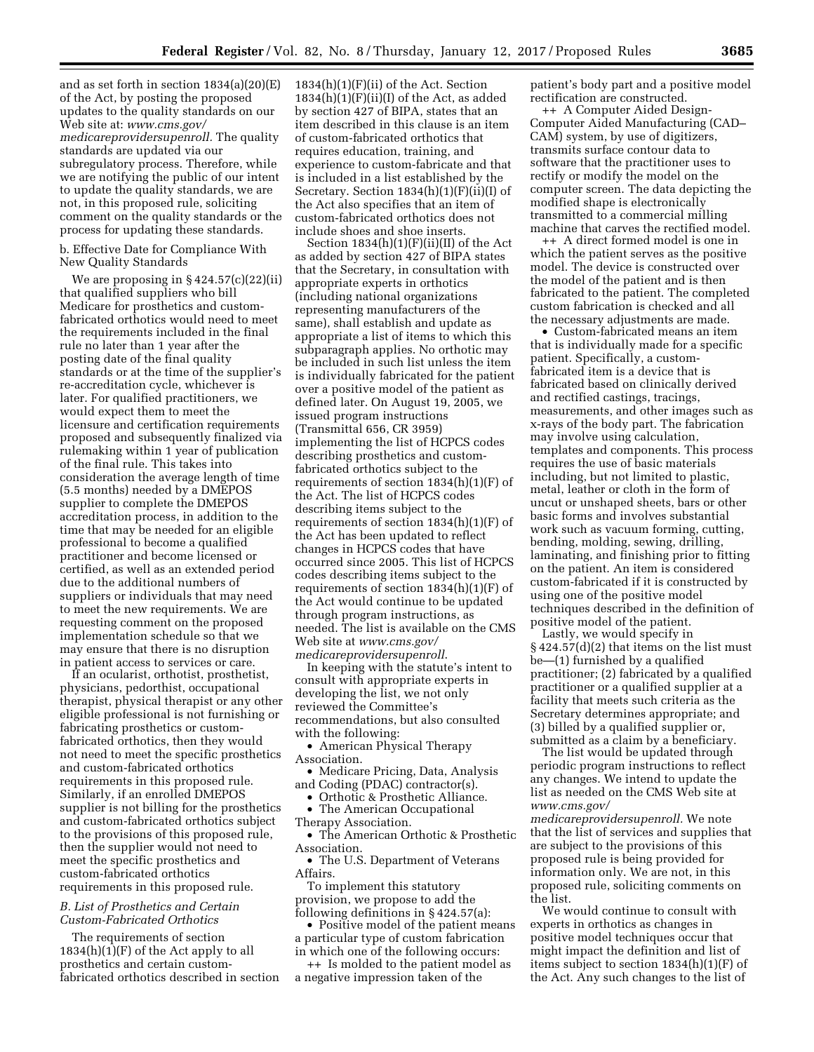and as set forth in section 1834(a)(20)(E) of the Act, by posting the proposed updates to the quality standards on our Web site at: *www.cms.gov/medicareprovidersupenroll.* The quality standards are updated via our subregulatory process. Therefore, while we are notifying the public of our intent to update the quality standards, we are not, in this proposed rule, soliciting comment on the quality standards or the process for updating these standards.

b. Effective Date for Compliance With New Quality Standards

We are proposing in § 424.57(c)(22)(ii) that qualified suppliers who bill Medicare for prosthetics and custom-fabricated orthotics would need to meet the requirements included in the final rule no later than 1 year after the posting date of the final quality standards or at the time of the supplier's re-accreditation cycle, whichever is later. For qualified practitioners, we would expect them to meet the licensure and certification requirements proposed and subsequently finalized via rulemaking within 1 year of publication of the final rule. This takes into consideration the average length of time (5.5 months) needed by a DMEPOS supplier to complete the DMEPOS accreditation process, in addition to the time that may be needed for an eligible professional to become a qualified practitioner and become licensed or certified, as well as an extended period due to the additional numbers of suppliers or individuals that may need to meet the new requirements. We are requesting comment on the proposed implementation schedule so that we may ensure that there is no disruption in patient access to services or care.

If an ocularist, orthotist, prosthetist, physicians, pedorthist, occupational therapist, physical therapist or any other eligible professional is not furnishing or fabricating prosthetics or custom-fabricated orthotics, then they would not need to meet the specific prosthetics and custom-fabricated orthotics requirements in this proposed rule. Similarly, if an enrolled DMEPOS supplier is not billing for the prosthetics and custom-fabricated orthotics subject to the provisions of this proposed rule, then the supplier would not need to meet the specific prosthetics and custom-fabricated orthotics requirements in this proposed rule.

### *B. List of Prosthetics and Certain Custom-Fabricated Orthotics*

The requirements of section 1834(h)(1)(F) of the Act apply to all prosthetics and certain custom-fabricated orthotics described in section 1834(h)(1)(F)(ii) of the Act. Section 1834(h)(1)(F)(ii)(I) of the Act, as added by section 427 of BIPA, states that an item described in this clause is an item of custom-fabricated orthotics that requires education, training, and experience to custom-fabricate and that is included in a list established by the Secretary. Section 1834(h)(1)(F)(ii)(I) of the Act also specifies that an item of custom-fabricated orthotics does not include shoes and shoe inserts.

Section 1834(h)(1)(F)(ii)(II) of the Act as added by section 427 of BIPA states that the Secretary, in consultation with appropriate experts in orthotics (including national organizations representing manufacturers of the same), shall establish and update as appropriate a list of items to which this subparagraph applies. No orthotic may be included in such list unless the item is individually fabricated for the patient over a positive model of the patient as defined later. On August 19, 2005, we issued program instructions (Transmittal 656, CR 3959) implementing the list of HCPCS codes describing prosthetics and custom-fabricated orthotics subject to the requirements of section 1834(h)(1)(F) of the Act. The list of HCPCS codes describing items subject to the requirements of section 1834(h)(1)(F) of the Act has been updated to reflect changes in HCPCS codes that have occurred since 2005. This list of HCPCS codes describing items subject to the requirements of section 1834(h)(1)(F) of the Act would continue to be updated through program instructions, as needed. The list is available on the CMS Web site at *www.cms.gov/medicareprovidersupenroll.*

In keeping with the statute's intent to consult with appropriate experts in developing the list, we not only reviewed the Committee's recommendations, but also consulted with the following:

- American Physical Therapy Association.
- Medicare Pricing, Data, Analysis and Coding (PDAC) contractor(s).
- Orthotic & Prosthetic Alliance.
- The American Occupational Therapy Association.
- The American Orthotic & Prosthetic Association.
- The U.S. Department of Veterans Affairs.

To implement this statutory provision, we propose to add the following definitions in § 424.57(a):

- Positive model of the patient means a particular type of custom fabrication in which one of the following occurs:
  - ++ Is molded to the patient model as a negative impression taken of the patient's body part and a positive model rectification are constructed.
  - ++ A Computer Aided Design-Computer Aided Manufacturing (CAD–CAM) system, by use of digitizers, transmits surface contour data to software that the practitioner uses to rectify or modify the model on the computer screen. The data depicting the modified shape is electronically transmitted to a commercial milling machine that carves the rectified model.
  - ++ A direct formed model is one in which the patient serves as the positive model. The device is constructed over the model of the patient and is then fabricated to the patient. The completed custom fabrication is checked and all the necessary adjustments are made.
- Custom-fabricated means an item that is individually made for a specific patient. Specifically, a custom-fabricated item is a device that is fabricated based on clinically derived and rectified castings, tracings, measurements, and other images such as x-rays of the body part. The fabrication may involve using calculation, templates and components. This process requires the use of basic materials including, but not limited to plastic, metal, leather or cloth in the form of uncut or unshaped sheets, bars or other basic forms and involves substantial work such as vacuum forming, cutting, bending, molding, sewing, drilling, laminating, and finishing prior to fitting on the patient. An item is considered custom-fabricated if it is constructed by using one of the positive model techniques described in the definition of positive model of the patient.

Lastly, we would specify in § 424.57(d)(2) that items on the list must be—(1) furnished by a qualified practitioner; (2) fabricated by a qualified practitioner or a qualified supplier at a facility that meets such criteria as the Secretary determines appropriate; and (3) billed by a qualified supplier or, submitted as a claim by a beneficiary.

The list would be updated through periodic program instructions to reflect any changes. We intend to update the list as needed on the CMS Web site at *www.cms.gov/medicareprovidersupenroll.* We note that the list of services and supplies that are subject to the provisions of this proposed rule is being provided for information only. We are not, in this proposed rule, soliciting comments on the list.

We would continue to consult with experts in orthotics as changes in positive model techniques occur that might impact the definition and list of items subject to section 1834(h)(1)(F) of the Act. Any such changes to the list of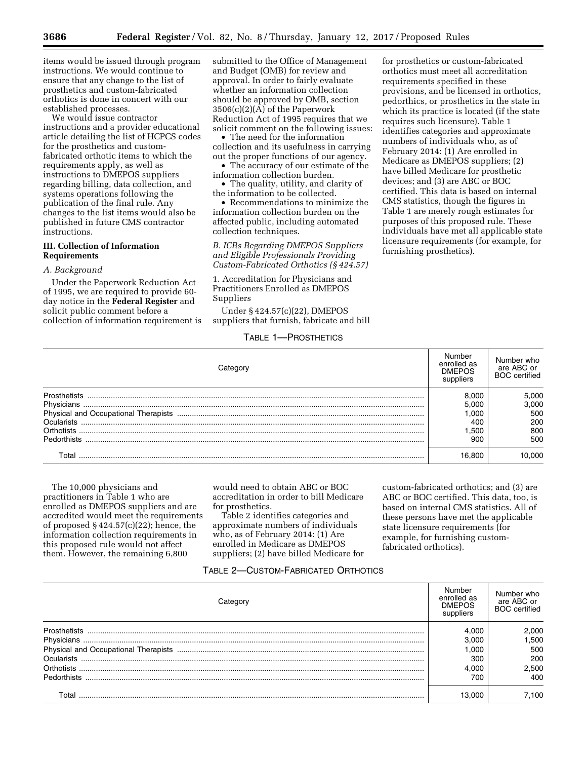items would be issued through program instructions. We would continue to ensure that any change to the list of prosthetics and custom-fabricated orthotics is done in concert with our established processes.

We would issue contractor instructions and a provider educational article detailing the list of HCPCS codes for the prosthetics and custom-fabricated orthotic items to which the requirements apply, as well as instructions to DMEPOS suppliers regarding billing, data collection, and systems operations following the publication of the final rule. Any changes to the list items would also be published in future CMS contractor instructions.

## III. Collection of Information Requirements

### A. Background

Under the Paperwork Reduction Act of 1995, we are required to provide 60-day notice in the **Federal Register** and solicit public comment before a collection of information requirement is submitted to the Office of Management and Budget (OMB) for review and approval. In order to fairly evaluate whether an information collection should be approved by OMB, section 3506(c)(2)(A) of the Paperwork Reduction Act of 1995 requires that we solicit comment on the following issues:

- The need for the information collection and its usefulness in carrying out the proper functions of our agency.
- The accuracy of our estimate of the information collection burden.
- The quality, utility, and clarity of the information to be collected.
- Recommendations to minimize the information collection burden on the affected public, including automated collection techniques.

### *B. ICRs Regarding DMEPOS Suppliers and Eligible Professionals Providing Custom-Fabricated Orthotics (§ 424.57)*

1. Accreditation for Physicians and Practitioners Enrolled as DMEPOS Suppliers

Under § 424.57(c)(22), DMEPOS suppliers that furnish, fabricate and bill for prosthetics or custom-fabricated orthotics must meet all accreditation requirements specified in these provisions, and be licensed in orthotics, pedorthics, or prosthetics in the state in which its practice is located (if the state requires such licensure). Table 1 identifies categories and approximate numbers of individuals who, as of February 2014: (1) Are enrolled in Medicare as DMEPOS suppliers; (2) have billed Medicare for prosthetic devices; and (3) are ABC or BOC certified. This data is based on internal CMS statistics, though the figures in Table 1 are merely rough estimates for purposes of this proposed rule. These individuals have met all applicable state licensure requirements (for example, for furnishing prosthetics).

TABLE 1—PROSTHETICS

| Category | Number enrolled as DMEPOS suppliers | Number who are ABC or BOC certified |
|---|---|---|
| Prosthetists | 8,000 | 5,000 |
| Physicians | 5,000 | 3,000 |
| Physical and Occupational Therapists | 1,000 | 500 |
| Ocularists | 400 | 200 |
| Orthotists | 1,500 | 800 |
| Pedorthists | 900 | 500 |
| Total | 16,800 | 10,000 |

The 10,000 physicians and practitioners in Table 1 who are enrolled as DMEPOS suppliers and are accredited would meet the requirements of proposed § 424.57(c)(22); hence, the information collection requirements in this proposed rule would not affect them. However, the remaining 6,800 would need to obtain ABC or BOC accreditation in order to bill Medicare for prosthetics.

Table 2 identifies categories and approximate numbers of individuals who, as of February 2014: (1) Are enrolled in Medicare as DMEPOS suppliers; (2) have billed Medicare for custom-fabricated orthotics; and (3) are ABC or BOC certified. This data, too, is based on internal CMS statistics. All of these persons have met the applicable state licensure requirements (for example, for furnishing custom-fabricated orthotics).

TABLE 2—CUSTOM-FABRICATED ORTHOTICS

| Category | Number enrolled as DMEPOS suppliers | Number who are ABC or BOC certified |
|---|---|---|
| Prosthetists | 4,000 | 2,000 |
| Physicians | 3,000 | 1,500 |
| Physical and Occupational Therapists | 1,000 | 500 |
| Ocularists | 300 | 200 |
| Orthotists | 4,000 | 2,500 |
| Pedorthists | 700 | 400 |
| Total | 13,000 | 7,100 |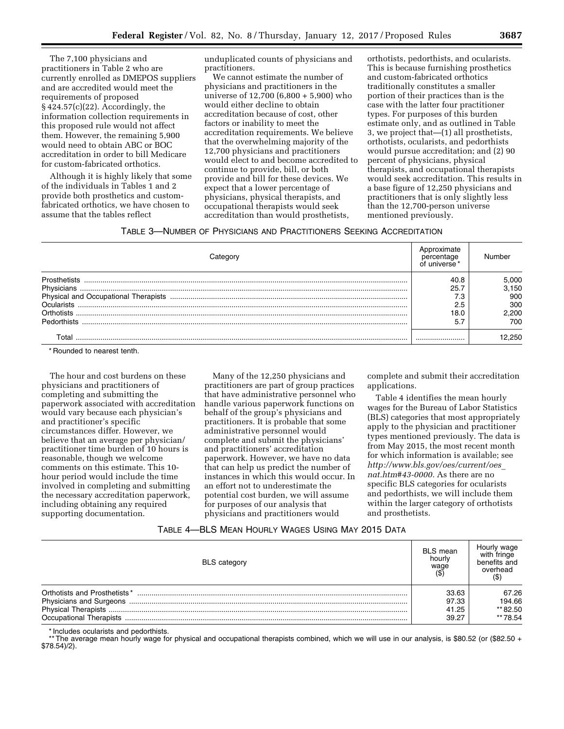The 7,100 physicians and practitioners in Table 2 who are currently enrolled as DMEPOS suppliers and are accredited would meet the requirements of proposed § 424.57(c)(22). Accordingly, the information collection requirements in this proposed rule would not affect them. However, the remaining 5,900 would need to obtain ABC or BOC accreditation in order to bill Medicare for custom-fabricated orthotics.

Although it is highly likely that some of the individuals in Tables 1 and 2 provide both prosthetics and custom-fabricated orthotics, we have chosen to assume that the tables reflect unduplicated counts of physicians and practitioners.

We cannot estimate the number of physicians and practitioners in the universe of 12,700 (6,800 + 5,900) who would either decline to obtain accreditation because of cost, other factors or inability to meet the accreditation requirements. We believe that the overwhelming majority of the 12,700 physicians and practitioners would elect to and become accredited to continue to provide, bill, or both provide and bill for these devices. We expect that a lower percentage of physicians, physical therapists, and occupational therapists would seek accreditation than would prosthetists, orthotists, pedorthists, and ocularists. This is because furnishing prosthetics and custom-fabricated orthotics traditionally constitutes a smaller portion of their practices than is the case with the latter four practitioner types. For purposes of this burden estimate only, and as outlined in Table 3, we project that—(1) all prosthetists, orthotists, ocularists, and pedorthists would pursue accreditation; and (2) 90 percent of physicians, physical therapists, and occupational therapists would seek accreditation. This results in a base figure of 12,250 physicians and practitioners that is only slightly less than the 12,700-person universe mentioned previously.

TABLE 3—NUMBER OF PHYSICIANS AND PRACTITIONERS SEEKING ACCREDITATION

| Category | Approximate percentage of universe * | Number |
|---|---|---|
| Prosthetists | 40.8 | 5,000 |
| Physicians | 25.7 | 3,150 |
| Physical and Occupational Therapists | 7.3 | 900 |
| Ocularists | 2.5 | 300 |
| Orthotists | 18.0 | 2,200 |
| Pedorthists | 5.7 | 700 |
| Total | | 12,250 |

* Rounded to nearest tenth.

The hour and cost burdens on these physicians and practitioners of completing and submitting the paperwork associated with accreditation would vary because each physician's and practitioner's specific circumstances differ. However, we believe that an average per physician/practitioner time burden of 10 hours is reasonable, though we welcome comments on this estimate. This 10-hour period would include the time involved in completing and submitting the necessary accreditation paperwork, including obtaining any required supporting documentation.

Many of the 12,250 physicians and practitioners are part of group practices that have administrative personnel who handle various paperwork functions on behalf of the group's physicians and practitioners. It is probable that some administrative personnel would complete and submit the physicians' and practitioners' accreditation paperwork. However, we have no data that can help us predict the number of instances in which this would occur. In an effort not to underestimate the potential cost burden, we will assume for purposes of our analysis that physicians and practitioners would complete and submit their accreditation applications.

Table 4 identifies the mean hourly wages for the Bureau of Labor Statistics (BLS) categories that most appropriately apply to the physician and practitioner types mentioned previously. The data is from May 2015, the most recent month for which information is available; see *http://www.bls.gov/oes/current/oes_nat.htm#43-0000*. As there are no specific BLS categories for ocularists and pedorthists, we will include them within the larger category of orthotists and prosthetists.

TABLE 4—BLS MEAN HOURLY WAGES USING MAY 2015 DATA

| BLS category | BLS mean hourly wage ($) | Hourly wage with fringe benefits and overhead ($) |
|---|---|---|
| Orthotists and Prosthetists * | 33.63 | 67.26 |
| Physicians and Surgeons | 97.33 | 194.66 |
| Physical Therapists | 41.25 | ** 82.50 |
| Occupational Therapists | 39.27 | ** 78.54 |

* Includes ocularists and pedorthists.

** The average mean hourly wage for physical and occupational therapists combined, which we will use in our analysis, is $80.52 (or ($82.50 + $78.54)/2).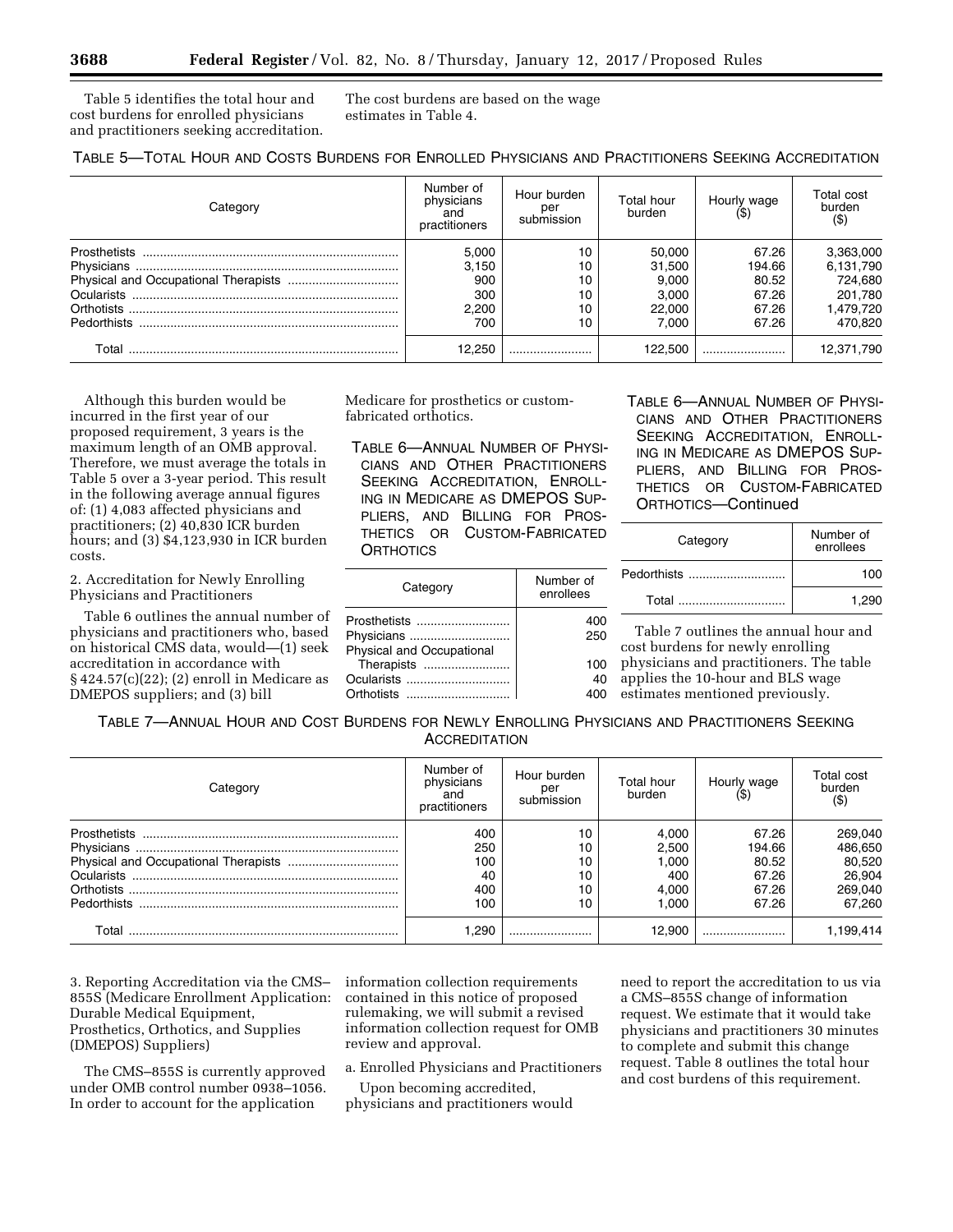Table 5 identifies the total hour and cost burdens for enrolled physicians and practitioners seeking accreditation. The cost burdens are based on the wage estimates in Table 4.

TABLE 5—TOTAL HOUR AND COSTS BURDENS FOR ENROLLED PHYSICIANS AND PRACTITIONERS SEEKING ACCREDITATION

| Category | Number of physicians and practitioners | Hour burden per submission | Total hour burden | Hourly wage ($) | Total cost burden ($) |
|---|---|---|---|---|---|
| Prosthetists | 5,000 | 10 | 50,000 | 67.26 | 3,363,000 |
| Physicians | 3,150 | 10 | 31,500 | 194.66 | 6,131,790 |
| Physical and Occupational Therapists | 900 | 10 | 9,000 | 80.52 | 724,680 |
| Ocularists | 300 | 10 | 3,000 | 67.26 | 201,780 |
| Orthotists | 2,200 | 10 | 22,000 | 67.26 | 1,479,720 |
| Pedorthists | 700 | 10 | 7,000 | 67.26 | 470,820 |
| Total | 12,250 | | 122,500 | | 12,371,790 |

Although this burden would be incurred in the first year of our proposed requirement, 3 years is the maximum length of an OMB approval. Therefore, we must average the totals in Table 5 over a 3-year period. This result in the following average annual figures of: (1) 4,083 affected physicians and practitioners; (2) 40,830 ICR burden hours; and (3) $4,123,930 in ICR burden costs.

2. Accreditation for Newly Enrolling Physicians and Practitioners

Table 6 outlines the annual number of physicians and practitioners who, based on historical CMS data, would—(1) seek accreditation in accordance with § 424.57(c)(22); (2) enroll in Medicare as DMEPOS suppliers; and (3) bill Medicare for prosthetics or custom-fabricated orthotics.

TABLE 6—ANNUAL NUMBER OF PHYSICIANS AND OTHER PRACTITIONERS SEEKING ACCREDITATION, ENROLLING IN MEDICARE AS DMEPOS SUPPLIERS, AND BILLING FOR PROSTHETICS OR CUSTOM-FABRICATED ORTHOTICS

| Category | Number of enrollees |
|---|---|
| Prosthetists | 400 |
| Physicians | 250 |
| Physical and Occupational Therapists | 100 |
| Ocularists | 40 |
| Orthotists | 400 |
| Pedorthists | 100 |
| Total | 1,290 |

Table 7 outlines the annual hour and cost burdens for newly enrolling physicians and practitioners. The table applies the 10-hour and BLS wage estimates mentioned previously.

TABLE 7—ANNUAL HOUR AND COST BURDENS FOR NEWLY ENROLLING PHYSICIANS AND PRACTITIONERS SEEKING ACCREDITATION

| Category | Number of physicians and practitioners | Hour burden per submission | Total hour burden | Hourly wage ($) | Total cost burden ($) |
|---|---|---|---|---|---|
| Prosthetists | 400 | 10 | 4,000 | 67.26 | 269,040 |
| Physicians | 250 | 10 | 2,500 | 194.66 | 486,650 |
| Physical and Occupational Therapists | 100 | 10 | 1,000 | 80.52 | 80,520 |
| Ocularists | 40 | 10 | 400 | 67.26 | 26,904 |
| Orthotists | 400 | 10 | 4,000 | 67.26 | 269,040 |
| Pedorthists | 100 | 10 | 1,000 | 67.26 | 67,260 |
| Total | 1,290 | | 12,900 | | 1,199,414 |

3. Reporting Accreditation via the CMS–855S (Medicare Enrollment Application: Durable Medical Equipment, Prosthetics, Orthotics, and Supplies (DMEPOS) Suppliers)

The CMS–855S is currently approved under OMB control number 0938–1056. In order to account for the application information collection requirements contained in this notice of proposed rulemaking, we will submit a revised information collection request for OMB review and approval.

a. Enrolled Physicians and Practitioners

Upon becoming accredited, physicians and practitioners would need to report the accreditation to us via a CMS–855S change of information request. We estimate that it would take physicians and practitioners 30 minutes to complete and submit this change request. Table 8 outlines the total hour and cost burdens of this requirement.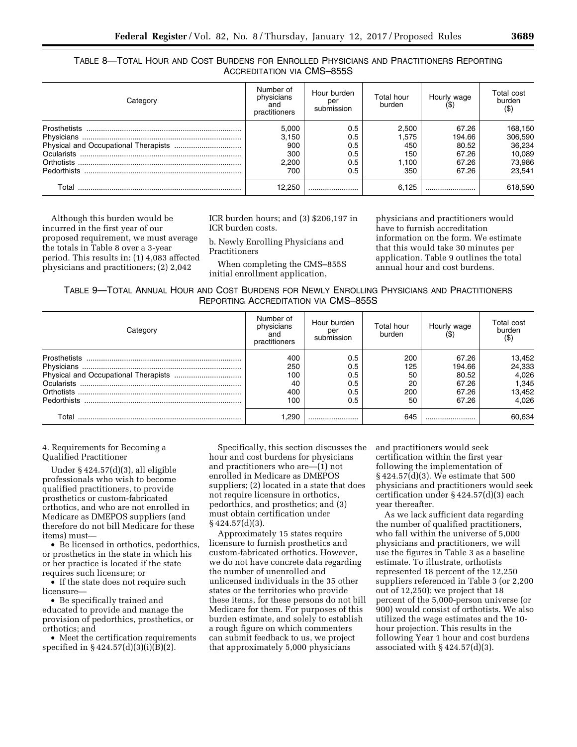TABLE 8—TOTAL HOUR AND COST BURDENS FOR ENROLLED PHYSICIANS AND PRACTITIONERS REPORTING ACCREDITATION VIA CMS–855S

| Category | Number of physicians and practitioners | Hour burden per submission | Total hour burden | Hourly wage ($) | Total cost burden ($) |
|---|---|---|---|---|---|
| Prosthetists | 5,000 | 0.5 | 2,500 | 67.26 | 168,150 |
| Physicians | 3,150 | 0.5 | 1,575 | 194.66 | 306,590 |
| Physical and Occupational Therapists | 900 | 0.5 | 450 | 80.52 | 36,234 |
| Ocularists | 300 | 0.5 | 150 | 67.26 | 10,089 |
| Orthotists | 2,200 | 0.5 | 1,100 | 67.26 | 73,986 |
| Pedorthists | 700 | 0.5 | 350 | 67.26 | 23,541 |
| Total | 12,250 | | 6,125 | | 618,590 |

Although this burden would be incurred in the first year of our proposed requirement, we must average the totals in Table 8 over a 3-year period. This results in: (1) 4,083 affected physicians and practitioners; (2) 2,042 ICR burden hours; and (3) $206,197 in ICR burden costs.

b. Newly Enrolling Physicians and Practitioners

When completing the CMS–855S initial enrollment application, physicians and practitioners would have to furnish accreditation information on the form. We estimate that this would take 30 minutes per application. Table 9 outlines the total annual hour and cost burdens.

TABLE 9—TOTAL ANNUAL HOUR AND COST BURDENS FOR NEWLY ENROLLING PHYSICIANS AND PRACTITIONERS REPORTING ACCREDITATION VIA CMS–855S

| Category | Number of physicians and practitioners | Hour burden per submission | Total hour burden | Hourly wage ($) | Total cost burden ($) |
|---|---|---|---|---|---|
| Prosthetists | 400 | 0.5 | 200 | 67.26 | 13,452 |
| Physicians | 250 | 0.5 | 125 | 194.66 | 24,333 |
| Physical and Occupational Therapists | 100 | 0.5 | 50 | 80.52 | 4,026 |
| Ocularists | 40 | 0.5 | 20 | 67.26 | 1,345 |
| Orthotists | 400 | 0.5 | 200 | 67.26 | 13,452 |
| Pedorthists | 100 | 0.5 | 50 | 67.26 | 4,026 |
| Total | 1,290 | | 645 | | 60,634 |

4. Requirements for Becoming a Qualified Practitioner

Under § 424.57(d)(3), all eligible professionals who wish to become qualified practitioners, to provide prosthetics or custom-fabricated orthotics, and who are not enrolled in Medicare as DMEPOS suppliers (and therefore do not bill Medicare for these items) must—

- Be licensed in orthotics, pedorthics, or prosthetics in the state in which his or her practice is located if the state requires such licensure; or
- If the state does not require such licensure—
- Be specifically trained and educated to provide and manage the provision of pedorthics, prosthetics, or orthotics; and
- Meet the certification requirements specified in § 424.57(d)(3)(i)(B)(2).

Specifically, this section discusses the hour and cost burdens for physicians and practitioners who are—(1) not enrolled in Medicare as DMEPOS suppliers; (2) located in a state that does not require licensure in orthotics, pedorthics, and prosthetics; and (3) must obtain certification under § 424.57(d)(3).

Approximately 15 states require licensure to furnish prosthetics and custom-fabricated orthotics. However, we do not have concrete data regarding the number of unenrolled and unlicensed individuals in the 35 other states or the territories who provide these items, for these persons do not bill Medicare for them. For purposes of this burden estimate, and solely to establish a rough figure on which commenters can submit feedback to us, we project that approximately 5,000 physicians and practitioners would seek certification within the first year following the implementation of § 424.57(d)(3). We estimate that 500 physicians and practitioners would seek certification under § 424.57(d)(3) each year thereafter.

As we lack sufficient data regarding the number of qualified practitioners, who fall within the universe of 5,000 physicians and practitioners, we will use the figures in Table 3 as a baseline estimate. To illustrate, orthotists represented 18 percent of the 12,250 suppliers referenced in Table 3 (or 2,200 out of 12,250); we project that 18 percent of the 5,000-person universe (or 900) would consist of orthotists. We also utilized the wage estimates and the 10-hour projection. This results in the following Year 1 hour and cost burdens associated with § 424.57(d)(3).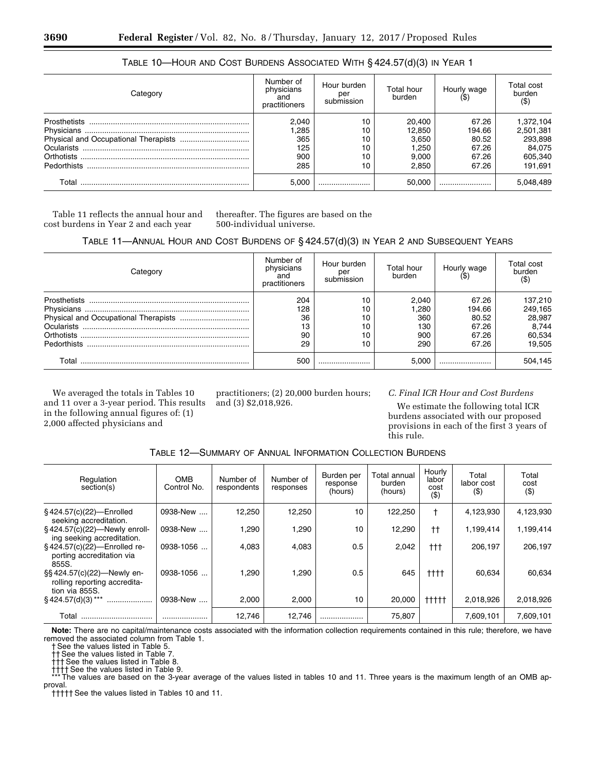TABLE 10—HOUR AND COST BURDENS ASSOCIATED WITH § 424.57(d)(3) IN YEAR 1

| Category | Number of physicians and practitioners | Hour burden per submission | Total hour burden | Hourly wage ($) | Total cost burden ($) |
|---|---|---|---|---|---|
| Prosthetists | 2,040 | 10 | 20,400 | 67.26 | 1,372,104 |
| Physicians | 1,285 | 10 | 12,850 | 194.66 | 2,501,381 |
| Physical and Occupational Therapists | 365 | 10 | 3,650 | 80.52 | 293,898 |
| Ocularists | 125 | 10 | 1,250 | 67.26 | 84,075 |
| Orthotists | 900 | 10 | 9,000 | 67.26 | 605,340 |
| Pedorthists | 285 | 10 | 2,850 | 67.26 | 191,691 |
| Total | 5,000 | | 50,000 | | 5,048,489 |

Table 11 reflects the annual hour and cost burdens in Year 2 and each year thereafter. The figures are based on the 500-individual universe.

TABLE 11—ANNUAL HOUR AND COST BURDENS OF § 424.57(d)(3) IN YEAR 2 AND SUBSEQUENT YEARS

| Category | Number of physicians and practitioners | Hour burden per submission | Total hour burden | Hourly wage ($) | Total cost burden ($) |
|---|---|---|---|---|---|
| Prosthetists | 204 | 10 | 2,040 | 67.26 | 137,210 |
| Physicians | 128 | 10 | 1,280 | 194.66 | 249,165 |
| Physical and Occupational Therapists | 36 | 10 | 360 | 80.52 | 28,987 |
| Ocularists | 13 | 10 | 130 | 67.26 | 8,744 |
| Orthotists | 90 | 10 | 900 | 67.26 | 60,534 |
| Pedorthists | 29 | 10 | 290 | 67.26 | 19,505 |
| Total | 500 | | 5,000 | | 504,145 |

We averaged the totals in Tables 10 and 11 over a 3-year period. This results in the following annual figures of: (1) 2,000 affected physicians and practitioners; (2) 20,000 burden hours; and (3) $2,018,926.

### *C. Final ICR Hour and Cost Burdens*

We estimate the following total ICR burdens associated with our proposed provisions in each of the first 3 years of this rule.

TABLE 12—SUMMARY OF ANNUAL INFORMATION COLLECTION BURDENS

| Regulation section(s) | OMB Control No. | Number of respondents | Number of responses | Burden per response (hours) | Total annual burden (hours) | Hourly labor cost ($) | Total labor cost ($) | Total cost ($) |
|---|---|---|---|---|---|---|---|---|
| § 424.57(c)(22)—Enrolled seeking accreditation. | 0938-New | 12,250 | 12,250 | 10 | 122,250 | † | 4,123,930 | 4,123,930 |
| § 424.57(c)(22)—Newly enrolling seeking accreditation. | 0938-New | 1,290 | 1,290 | 10 | 12,290 | †† | 1,199,414 | 1,199,414 |
| § 424.57(c)(22)—Enrolled reporting accreditation via 855S. | 0938-1056 | 4,083 | 4,083 | 0.5 | 2,042 | ††† | 206,197 | 206,197 |
| §§ 424.57(c)(22)—Newly enrolling reporting accreditation via 855S. | 0938-1056 | 1,290 | 1,290 | 0.5 | 645 | †††† | 60,634 | 60,634 |
| § 424.57(d)(3) *** | 0938-New | 2,000 | 2,000 | 10 | 20,000 | ††††† | 2,018,926 | 2,018,926 |
| Total | | 12,746 | 12,746 | | 75,807 | | 7,609,101 | 7,609,101 |

**Note:** There are no capital/maintenance costs associated with the information collection requirements contained in this rule; therefore, we have removed the associated column from Table 1.

† See the values listed in Table 5.

†† See the values listed in Table 7.

††† See the values listed in Table 8.

†††† See the values listed in Table 9.

*** The values are based on the 3-year average of the values listed in tables 10 and 11. Three years is the maximum length of an OMB approval.

††††† See the values listed in Tables 10 and 11.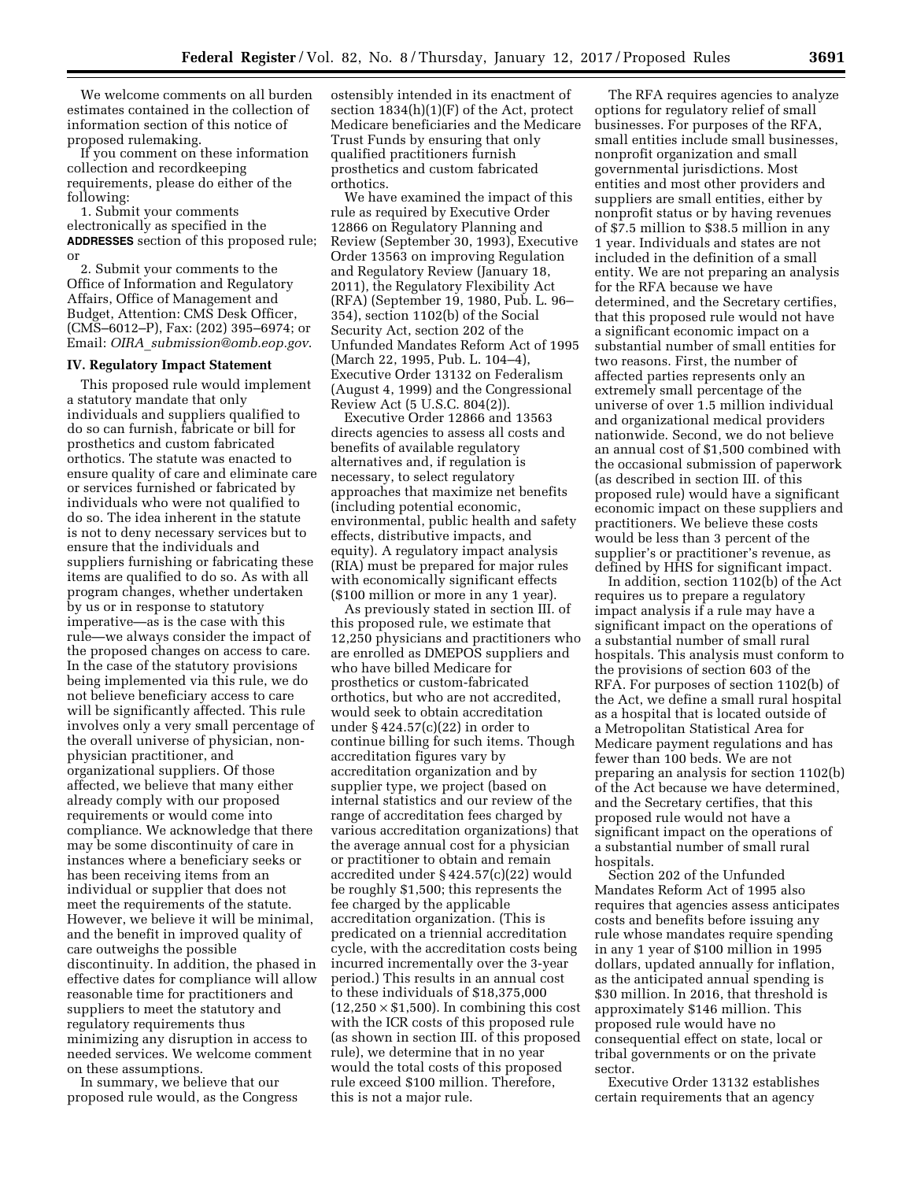We welcome comments on all burden estimates contained in the collection of information section of this notice of proposed rulemaking.

If you comment on these information collection and recordkeeping requirements, please do either of the following:

1. Submit your comments electronically as specified in the **ADDRESSES** section of this proposed rule; or

2. Submit your comments to the Office of Information and Regulatory Affairs, Office of Management and Budget, Attention: CMS Desk Officer, (CMS–6012–P), Fax: (202) 395–6974; or Email: *OIRA_submission@omb.eop.gov*.

## IV. Regulatory Impact Statement

This proposed rule would implement a statutory mandate that only individuals and suppliers qualified to do so can furnish, fabricate or bill for prosthetics and custom fabricated orthotics. The statute was enacted to ensure quality of care and eliminate care or services furnished or fabricated by individuals who were not qualified to do so. The idea inherent in the statute is not to deny necessary services but to ensure that the individuals and suppliers furnishing or fabricating these items are qualified to do so. As with all program changes, whether undertaken by us or in response to statutory imperative—as is the case with this rule—we always consider the impact of the proposed changes on access to care. In the case of the statutory provisions being implemented via this rule, we do not believe beneficiary access to care will be significantly affected. This rule involves only a very small percentage of the overall universe of physician, non-physician practitioner, and organizational suppliers. Of those affected, we believe that many either already comply with our proposed requirements or would come into compliance. We acknowledge that there may be some discontinuity of care in instances where a beneficiary seeks or has been receiving items from an individual or supplier that does not meet the requirements of the statute. However, we believe it will be minimal, and the benefit in improved quality of care outweighs the possible discontinuity. In addition, the phased in effective dates for compliance will allow reasonable time for practitioners and suppliers to meet the statutory and regulatory requirements thus minimizing any disruption in access to needed services. We welcome comment on these assumptions.

In summary, we believe that our proposed rule would, as the Congress ostensibly intended in its enactment of section 1834(h)(1)(F) of the Act, protect Medicare beneficiaries and the Medicare Trust Funds by ensuring that only qualified practitioners furnish prosthetics and custom fabricated orthotics.

We have examined the impact of this rule as required by Executive Order 12866 on Regulatory Planning and Review (September 30, 1993), Executive Order 13563 on improving Regulation and Regulatory Review (January 18, 2011), the Regulatory Flexibility Act (RFA) (September 19, 1980, Pub. L. 96–354), section 1102(b) of the Social Security Act, section 202 of the Unfunded Mandates Reform Act of 1995 (March 22, 1995, Pub. L. 104–4), Executive Order 13132 on Federalism (August 4, 1999) and the Congressional Review Act (5 U.S.C. 804(2)).

Executive Order 12866 and 13563 directs agencies to assess all costs and benefits of available regulatory alternatives and, if regulation is necessary, to select regulatory approaches that maximize net benefits (including potential economic, environmental, public health and safety effects, distributive impacts, and equity). A regulatory impact analysis (RIA) must be prepared for major rules with economically significant effects ($100 million or more in any 1 year).

As previously stated in section III. of this proposed rule, we estimate that 12,250 physicians and practitioners who are enrolled as DMEPOS suppliers and who have billed Medicare for prosthetics or custom-fabricated orthotics, but who are not accredited, would seek to obtain accreditation under § 424.57(c)(22) in order to continue billing for such items. Though accreditation figures vary by accreditation organization and by supplier type, we project (based on internal statistics and our review of the range of accreditation fees charged by various accreditation organizations) that the average annual cost for a physician or practitioner to obtain and remain accredited under § 424.57(c)(22) would be roughly $1,500; this represents the fee charged by the applicable accreditation organization. (This is predicated on a triennial accreditation cycle, with the accreditation costs being incurred incrementally over the 3-year period.) This results in an annual cost to these individuals of $18,375,000 ($12,250 \times \$1,500$). In combining this cost with the ICR costs of this proposed rule (as shown in section III. of this proposed rule), we determine that in no year would the total costs of this proposed rule exceed $100 million. Therefore, this is not a major rule.

The RFA requires agencies to analyze options for regulatory relief of small businesses. For purposes of the RFA, small entities include small businesses, nonprofit organization and small governmental jurisdictions. Most entities and most other providers and suppliers are small entities, either by nonprofit status or by having revenues of $7.5 million to $38.5 million in any 1 year. Individuals and states are not included in the definition of a small entity. We are not preparing an analysis for the RFA because we have determined, and the Secretary certifies, that this proposed rule would not have a significant economic impact on a substantial number of small entities for two reasons. First, the number of affected parties represents only an extremely small percentage of the universe of over 1.5 million individual and organizational medical providers nationwide. Second, we do not believe an annual cost of $1,500 combined with the occasional submission of paperwork (as described in section III. of this proposed rule) would have a significant economic impact on these suppliers and practitioners. We believe these costs would be less than 3 percent of the supplier's or practitioner's revenue, as defined by HHS for significant impact.

In addition, section 1102(b) of the Act requires us to prepare a regulatory impact analysis if a rule may have a significant impact on the operations of a substantial number of small rural hospitals. This analysis must conform to the provisions of section 603 of the RFA. For purposes of section 1102(b) of the Act, we define a small rural hospital as a hospital that is located outside of a Metropolitan Statistical Area for Medicare payment regulations and has fewer than 100 beds. We are not preparing an analysis for section 1102(b) of the Act because we have determined, and the Secretary certifies, that this proposed rule would not have a significant impact on the operations of a substantial number of small rural hospitals.

Section 202 of the Unfunded Mandates Reform Act of 1995 also requires that agencies assess anticipates costs and benefits before issuing any rule whose mandates require spending in any 1 year of $100 million in 1995 dollars, updated annually for inflation, as the anticipated annual spending is $30 million. In 2016, that threshold is approximately $146 million. This proposed rule would have no consequential effect on state, local or tribal governments or on the private sector.

Executive Order 13132 establishes certain requirements that an agency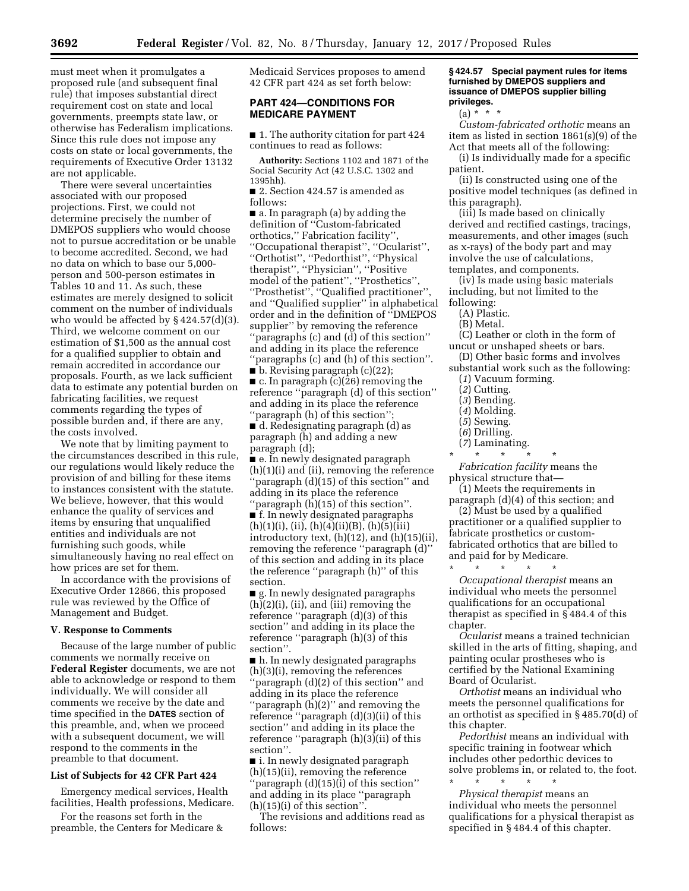must meet when it promulgates a proposed rule (and subsequent final rule) that imposes substantial direct requirement cost on state and local governments, preempts state law, or otherwise has Federalism implications. Since this rule does not impose any costs on state or local governments, the requirements of Executive Order 13132 are not applicable.

There were several uncertainties associated with our proposed projections. First, we could not determine precisely the number of DMEPOS suppliers who would choose not to pursue accreditation or be unable to become accredited. Second, we had no data on which to base our 5,000-person and 500-person estimates in Tables 10 and 11. As such, these estimates are merely designed to solicit comment on the number of individuals who would be affected by § 424.57(d)(3). Third, we welcome comment on our estimation of $1,500 as the annual cost for a qualified supplier to obtain and remain accredited in accordance our proposals. Fourth, as we lack sufficient data to estimate any potential burden on fabricating facilities, we request comments regarding the types of possible burden and, if there are any, the costs involved.

We note that by limiting payment to the circumstances described in this rule, our regulations would likely reduce the provision of and billing for these items to instances consistent with the statute. We believe, however, that this would enhance the quality of services and items by ensuring that unqualified entities and individuals are not furnishing such goods, while simultaneously having no real effect on how prices are set for them.

In accordance with the provisions of Executive Order 12866, this proposed rule was reviewed by the Office of Management and Budget.

## V. Response to Comments

Because of the large number of public comments we normally receive on **Federal Register** documents, we are not able to acknowledge or respond to them individually. We will consider all comments we receive by the date and time specified in the **DATES** section of this preamble, and, when we proceed with a subsequent document, we will respond to the comments in the preamble to that document.

### List of Subjects for 42 CFR Part 424

Emergency medical services, Health facilities, Health professions, Medicare.

For the reasons set forth in the preamble, the Centers for Medicare & Medicaid Services proposes to amend 42 CFR part 424 as set forth below:

## PART 424—CONDITIONS FOR MEDICARE PAYMENT

■ 1. The authority citation for part 424 continues to read as follows:

**Authority:** Sections 1102 and 1871 of the Social Security Act (42 U.S.C. 1302 and 1395hh).

■ 2. Section 424.57 is amended as follows:

■ a. In paragraph (a) by adding the definition of ''Custom-fabricated orthotics,'' Fabrication facility'', ''Occupational therapist'', ''Ocularist'', ''Orthotist'', ''Pedorthist'', ''Physical therapist'', ''Physician'', ''Positive model of the patient'', ''Prosthetics'', ''Prosthetist'', ''Qualified practitioner'', and ''Qualified supplier'' in alphabetical order and in the definition of ''DMEPOS supplier'' by removing the reference ''paragraphs (c) and (d) of this section'' and adding in its place the reference ''paragraphs (c) and (h) of this section''.

■ b. Revising paragraph (c)(22);

■ c. In paragraph (c)(26) removing the reference ''paragraph (d) of this section'' and adding in its place the reference ''paragraph (h) of this section'';

■ d. Redesignating paragraph (d) as paragraph (h) and adding a new paragraph (d);

■ e. In newly designated paragraph (h)(1)(i) and (ii), removing the reference ''paragraph (d)(15) of this section'' and adding in its place the reference ''paragraph (h)(15) of this section''.

■ f. In newly designated paragraphs (h)(1)(i), (ii), (h)(4)(ii)(B), (h)(5)(iii) introductory text, (h)(12), and (h)(15)(ii), removing the reference ''paragraph (d)'' of this section and adding in its place the reference ''paragraph (h)'' of this section.

■ g. In newly designated paragraphs (h)(2)(i), (ii), and (iii) removing the reference ''paragraph (d)(3) of this section'' and adding in its place the reference ''paragraph (h)(3) of this section''.

■ h. In newly designated paragraphs (h)(3)(i), removing the references ''paragraph (d)(2) of this section'' and adding in its place the reference ''paragraph (h)(2)'' and removing the reference ''paragraph (d)(3)(ii) of this section'' and adding in its place the reference ''paragraph (h)(3)(ii) of this section''.

■ i. In newly designated paragraph (h)(15)(ii), removing the reference ''paragraph (d)(15)(i) of this section'' and adding in its place ''paragraph (h)(15)(i) of this section''.

The revisions and additions read as follows:

### § 424.57 Special payment rules for items furnished by DMEPOS suppliers and issuance of DMEPOS supplier billing privileges.

(a) * * *

*Custom-fabricated orthotic* means an item as listed in section 1861(s)(9) of the Act that meets all of the following:

(i) Is individually made for a specific patient.

(ii) Is constructed using one of the positive model techniques (as defined in this paragraph).

(iii) Is made based on clinically derived and rectified castings, tracings, measurements, and other images (such as x-rays) of the body part and may involve the use of calculations, templates, and components.

(iv) Is made using basic materials including, but not limited to the following:

(A) Plastic.

(B) Metal.

(C) Leather or cloth in the form of uncut or unshaped sheets or bars.

(D) Other basic forms and involves substantial work such as the following:

(*1*) Vacuum forming.

(*2*) Cutting.

(*3*) Bending.

(*4*) Molding.

(*5*) Sewing.

(*6*) Drilling.

(*7*) Laminating.

\* \* \* \* \*

*Fabrication facility* means the physical structure that—

(1) Meets the requirements in paragraph (d)(4) of this section; and

(2) Must be used by a qualified practitioner or a qualified supplier to fabricate prosthetics or custom-fabricated orthotics that are billed to and paid for by Medicare.

\* \* \* \* \*

*Occupational therapist* means an individual who meets the personnel qualifications for an occupational therapist as specified in § 484.4 of this chapter.

*Ocularist* means a trained technician skilled in the arts of fitting, shaping, and painting ocular prostheses who is certified by the National Examining Board of Ocularist.

*Orthotist* means an individual who meets the personnel qualifications for an orthotist as specified in § 485.70(d) of this chapter.

*Pedorthist* means an individual with specific training in footwear which includes other pedorthic devices to solve problems in, or related to, the foot.

\* \* \* \* \*

*Physical therapist* means an individual who meets the personnel qualifications for a physical therapist as specified in § 484.4 of this chapter.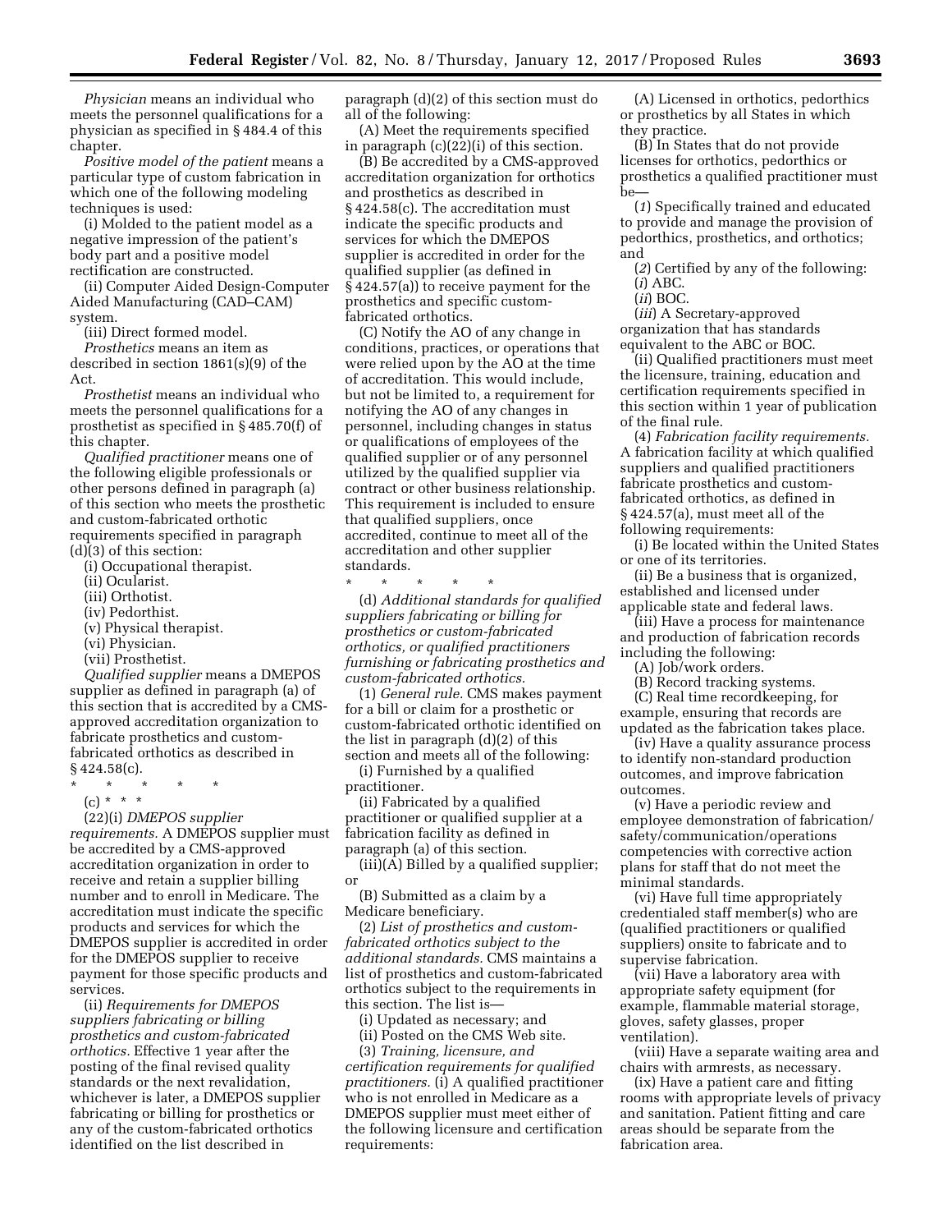*Physician* means an individual who meets the personnel qualifications for a physician as specified in § 484.4 of this chapter.

*Positive model of the patient* means a particular type of custom fabrication in which one of the following modeling techniques is used:

(i) Molded to the patient model as a negative impression of the patient's body part and a positive model rectification are constructed.

(ii) Computer Aided Design-Computer Aided Manufacturing (CAD–CAM) system.

(iii) Direct formed model.

*Prosthetics* means an item as described in section 1861(s)(9) of the Act.

*Prosthetist* means an individual who meets the personnel qualifications for a prosthetist as specified in § 485.70(f) of this chapter.

*Qualified practitioner* means one of the following eligible professionals or other persons defined in paragraph (a) of this section who meets the prosthetic and custom-fabricated orthotic requirements specified in paragraph (d)(3) of this section:

(i) Occupational therapist.

(ii) Ocularist.

(iii) Orthotist.

(iv) Pedorthist.

(v) Physical therapist.

(vi) Physician.

(vii) Prosthetist.

*Qualified supplier* means a DMEPOS supplier as defined in paragraph (a) of this section that is accredited by a CMS-approved accreditation organization to fabricate prosthetics and custom-fabricated orthotics as described in § 424.58(c).

\* \* \* \* \*

(c) \* \* \*

(22)(i) *DMEPOS supplier requirements.* A DMEPOS supplier must be accredited by a CMS-approved accreditation organization in order to receive and retain a supplier billing number and to enroll in Medicare. The accreditation must indicate the specific products and services for which the DMEPOS supplier is accredited in order for the DMEPOS supplier to receive payment for those specific products and services.

(ii) *Requirements for DMEPOS suppliers fabricating or billing prosthetics and custom-fabricated orthotics.* Effective 1 year after the posting of the final revised quality standards or the next revalidation, whichever is later, a DMEPOS supplier fabricating or billing for prosthetics or any of the custom-fabricated orthotics identified on the list described in paragraph (d)(2) of this section must do all of the following:

(A) Meet the requirements specified in paragraph (c)(22)(i) of this section.

(B) Be accredited by a CMS-approved accreditation organization for orthotics and prosthetics as described in § 424.58(c). The accreditation must indicate the specific products and services for which the DMEPOS supplier is accredited in order for the qualified supplier (as defined in § 424.57(a)) to receive payment for the prosthetics and specific custom-fabricated orthotics.

(C) Notify the AO of any change in conditions, practices, or operations that were relied upon by the AO at the time of accreditation. This would include, but not be limited to, a requirement for notifying the AO of any changes in personnel, including changes in status or qualifications of employees of the qualified supplier or of any personnel utilized by the qualified supplier via contract or other business relationship. This requirement is included to ensure that qualified suppliers, once accredited, continue to meet all of the accreditation and other supplier standards.

\* \* \* \* \*

(d) *Additional standards for qualified suppliers fabricating or billing for prosthetics or custom-fabricated orthotics, or qualified practitioners furnishing or fabricating prosthetics and custom-fabricated orthotics.*

(1) *General rule.* CMS makes payment for a bill or claim for a prosthetic or custom-fabricated orthotic identified on the list in paragraph (d)(2) of this section and meets all of the following:

(i) Furnished by a qualified practitioner.

(ii) Fabricated by a qualified practitioner or qualified supplier at a fabrication facility as defined in paragraph (a) of this section.

(iii)(A) Billed by a qualified supplier; or

(B) Submitted as a claim by a Medicare beneficiary.

(2) *List of prosthetics and custom-fabricated orthotics subject to the additional standards.* CMS maintains a list of prosthetics and custom-fabricated orthotics subject to the requirements in this section. The list is—

(i) Updated as necessary; and

(ii) Posted on the CMS Web site.

(3) *Training, licensure, and certification requirements for qualified practitioners.* (i) A qualified practitioner who is not enrolled in Medicare as a DMEPOS supplier must meet either of the following licensure and certification requirements:

(A) Licensed in orthotics, pedorthics or prosthetics by all States in which they practice.

(B) In States that do not provide licenses for orthotics, pedorthics or prosthetics a qualified practitioner must be—

(*1*) Specifically trained and educated to provide and manage the provision of pedorthics, prosthetics, and orthotics; and

(*2*) Certified by any of the following:

(*i*) ABC.

(*ii*) BOC.

(*iii*) A Secretary-approved organization that has standards equivalent to the ABC or BOC.

(ii) Qualified practitioners must meet the licensure, training, education and certification requirements specified in this section within 1 year of publication of the final rule.

(4) *Fabrication facility requirements.* A fabrication facility at which qualified suppliers and qualified practitioners fabricate prosthetics and custom-fabricated orthotics, as defined in § 424.57(a), must meet all of the following requirements:

(i) Be located within the United States or one of its territories.

(ii) Be a business that is organized, established and licensed under applicable state and federal laws.

(iii) Have a process for maintenance and production of fabrication records including the following:

(A) Job/work orders.

(B) Record tracking systems.

(C) Real time recordkeeping, for example, ensuring that records are updated as the fabrication takes place.

(iv) Have a quality assurance process to identify non-standard production outcomes, and improve fabrication outcomes.

(v) Have a periodic review and employee demonstration of fabrication/safety/communication/operations competencies with corrective action plans for staff that do not meet the minimal standards.

(vi) Have full time appropriately credentialed staff member(s) who are (qualified practitioners or qualified suppliers) onsite to fabricate and to supervise fabrication.

(vii) Have a laboratory area with appropriate safety equipment (for example, flammable material storage, gloves, safety glasses, proper ventilation).

(viii) Have a separate waiting area and chairs with armrests, as necessary.

(ix) Have a patient care and fitting rooms with appropriate levels of privacy and sanitation. Patient fitting and care areas should be separate from the fabrication area.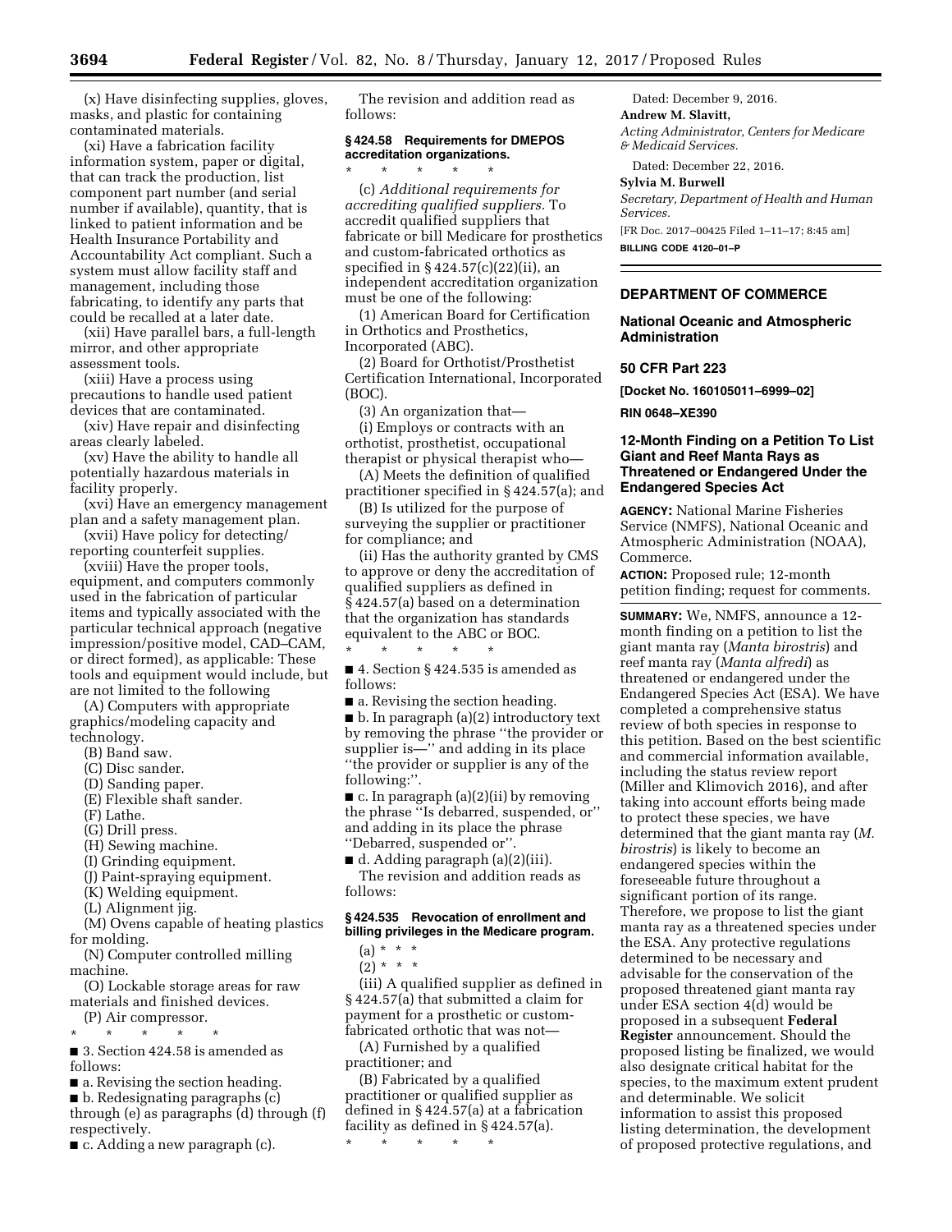(x) Have disinfecting supplies, gloves, masks, and plastic for containing contaminated materials.

(xi) Have a fabrication facility information system, paper or digital, that can track the production, list component part number (and serial number if available), quantity, that is linked to patient information and be Health Insurance Portability and Accountability Act compliant. Such a system must allow facility staff and management, including those fabricating, to identify any parts that could be recalled at a later date.

(xii) Have parallel bars, a full-length mirror, and other appropriate assessment tools.

(xiii) Have a process using precautions to handle used patient devices that are contaminated.

(xiv) Have repair and disinfecting areas clearly labeled.

(xv) Have the ability to handle all potentially hazardous materials in facility properly.

(xvi) Have an emergency management plan and a safety management plan.

(xvii) Have policy for detecting/reporting counterfeit supplies.

(xviii) Have the proper tools, equipment, and computers commonly used in the fabrication of particular items and typically associated with the particular technical approach (negative impression/positive model, CAD–CAM, or direct formed), as applicable: These tools and equipment would include, but are not limited to the following

(A) Computers with appropriate graphics/modeling capacity and technology.

(B) Band saw.

(C) Disc sander.

(D) Sanding paper.

(E) Flexible shaft sander.

(F) Lathe.

(G) Drill press.

(H) Sewing machine.

(I) Grinding equipment.

(J) Paint-spraying equipment.

(K) Welding equipment.

(L) Alignment jig.

(M) Ovens capable of heating plastics for molding.

(N) Computer controlled milling machine.

(O) Lockable storage areas for raw materials and finished devices.

(P) Air compressor.

\* \* \* \* \*

■ 3. Section 424.58 is amended as follows:

■ a. Revising the section heading.

■ b. Redesignating paragraphs (c) through (e) as paragraphs (d) through (f) respectively.

■ c. Adding a new paragraph (c).

The revision and addition read as follows:

**§ 424.58 Requirements for DMEPOS accreditation organizations.**

\* \* \* \* \*

(c) *Additional requirements for accrediting qualified suppliers.* To accredit qualified suppliers that fabricate or bill Medicare for prosthetics and custom-fabricated orthotics as specified in § 424.57(c)(22)(ii), an independent accreditation organization must be one of the following:

(1) American Board for Certification in Orthotics and Prosthetics, Incorporated (ABC).

(2) Board for Orthotist/Prosthetist Certification International, Incorporated (BOC).

(3) An organization that—

(i) Employs or contracts with an orthotist, prosthetist, occupational therapist or physical therapist who—

(A) Meets the definition of qualified practitioner specified in § 424.57(a); and

(B) Is utilized for the purpose of surveying the supplier or practitioner for compliance; and

(ii) Has the authority granted by CMS to approve or deny the accreditation of qualified suppliers as defined in § 424.57(a) based on a determination that the organization has standards equivalent to the ABC or BOC.

\* \* \* \* \*

■ 4. Section § 424.535 is amended as follows:

■ a. Revising the section heading.

■ b. In paragraph (a)(2) introductory text by removing the phrase ''the provider or supplier is—'' and adding in its place ''the provider or supplier is any of the following:''.

■ c. In paragraph (a)(2)(ii) by removing the phrase ''Is debarred, suspended, or'' and adding in its place the phrase ''Debarred, suspended or''.

■ d. Adding paragraph (a)(2)(iii).

The revision and addition reads as follows:

**§ 424.535 Revocation of enrollment and billing privileges in the Medicare program.**

(a) \* \* \*

(2) \* \* \*

(iii) A qualified supplier as defined in § 424.57(a) that submitted a claim for payment for a prosthetic or custom-fabricated orthotic that was not—

(A) Furnished by a qualified practitioner; and

(B) Fabricated by a qualified practitioner or qualified supplier as defined in § 424.57(a) at a fabrication facility as defined in § 424.57(a).

\* \* \* \* \*

Dated: December 9, 2016.

**Andrew M. Slavitt,**

*Acting Administrator, Centers for Medicare & Medicaid Services.*

Dated: December 22, 2016.

**Sylvia M. Burwell**

*Secretary, Department of Health and Human Services.*

[FR Doc. 2017–00425 Filed 1–11–17; 8:45 am]

**BILLING CODE 4120–01–P**

---

## DEPARTMENT OF COMMERCE

### National Oceanic and Atmospheric Administration

### 50 CFR Part 223

**[Docket No. 160105011–6999–02]**

**RIN 0648–XE390**

### 12-Month Finding on a Petition To List Giant and Reef Manta Rays as Threatened or Endangered Under the Endangered Species Act

**AGENCY:** National Marine Fisheries Service (NMFS), National Oceanic and Atmospheric Administration (NOAA), Commerce.

**ACTION:** Proposed rule; 12-month petition finding; request for comments.

**SUMMARY:** We, NMFS, announce a 12-month finding on a petition to list the giant manta ray (*Manta birostris*) and reef manta ray (*Manta alfredi*) as threatened or endangered under the Endangered Species Act (ESA). We have completed a comprehensive status review of both species in response to this petition. Based on the best scientific and commercial information available, including the status review report (Miller and Klimovich 2016), and after taking into account efforts being made to protect these species, we have determined that the giant manta ray (*M. birostris*) is likely to become an endangered species within the foreseeable future throughout a significant portion of its range. Therefore, we propose to list the giant manta ray as a threatened species under the ESA. Any protective regulations determined to be necessary and advisable for the conservation of the proposed threatened giant manta ray under ESA section 4(d) would be proposed in a subsequent **Federal Register** announcement. Should the proposed listing be finalized, we would also designate critical habitat for the species, to the maximum extent prudent and determinable. We solicit information to assist this proposed listing determination, the development of proposed protective regulations, and